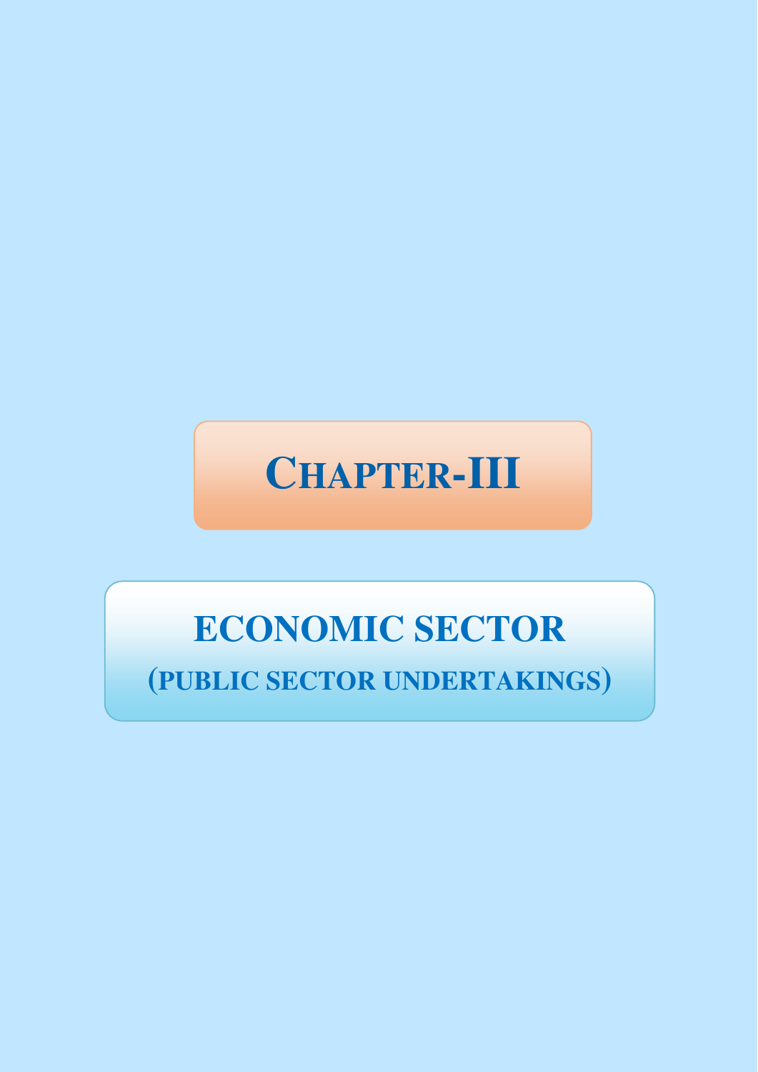# CHAPTER-III

## ECONOMIC SECTOR

### (PUBLIC SECTOR UNDERTAKINGS)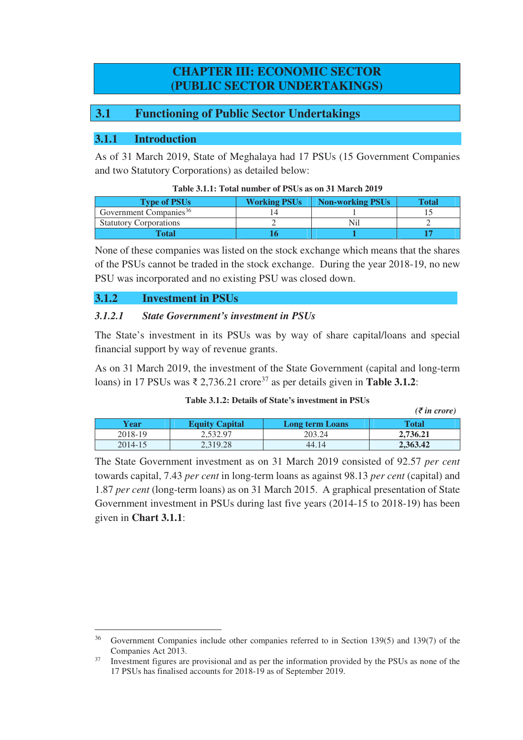# CHAPTER III: ECONOMIC SECTOR (PUBLIC SECTOR UNDERTAKINGS)

## 3.1 Functioning of Public Sector Undertakings

### 3.1.1 Introduction

As of 31 March 2019, State of Meghalaya had 17 PSUs (15 Government Companies and two Statutory Corporations) as detailed below:

**Table 3.1.1: Total number of PSUs as on 31 March 2019**

| Type of PSUs | Working PSUs | Non-working PSUs | Total |
|---|---|---|---|
| Government Companies[36] | 14 | 1 | 15 |
| Statutory Corporations | 2 | Nil | 2 |
| **Total** | **16** | **1** | **17** |

None of these companies was listed on the stock exchange which means that the shares of the PSUs cannot be traded in the stock exchange. During the year 2018-19, no new PSU was incorporated and no existing PSU was closed down.

### 3.1.2 Investment in PSUs

#### *3.1.2.1 State Government's investment in PSUs*

The State's investment in its PSUs was by way of share capital/loans and special financial support by way of revenue grants.

As on 31 March 2019, the investment of the State Government (capital and long-term loans) in 17 PSUs was ₹ 2,736.21 crore[37] as per details given in **Table 3.1.2**:

**Table 3.1.2: Details of State's investment in PSUs**

*(₹ in crore)*

| Year | Equity Capital | Long term Loans | Total |
|---|---|---|---|
| 2018-19 | 2,532.97 | 203.24 | **2,736.21** |
| 2014-15 | 2,319.28 | 44.14 | **2,363.42** |

The State Government investment as on 31 March 2019 consisted of 92.57 *per cent* towards capital, 7.43 *per cent* in long-term loans as against 98.13 *per cent* (capital) and 1.87 *per cent* (long-term loans) as on 31 March 2015. A graphical presentation of State Government investment in PSUs during last five years (2014-15 to 2018-19) has been given in **Chart 3.1.1**:

---

[36] Government Companies include other companies referred to in Section 139(5) and 139(7) of the Companies Act 2013.

[37] Investment figures are provisional and as per the information provided by the PSUs as none of the 17 PSUs has finalised accounts for 2018-19 as of September 2019.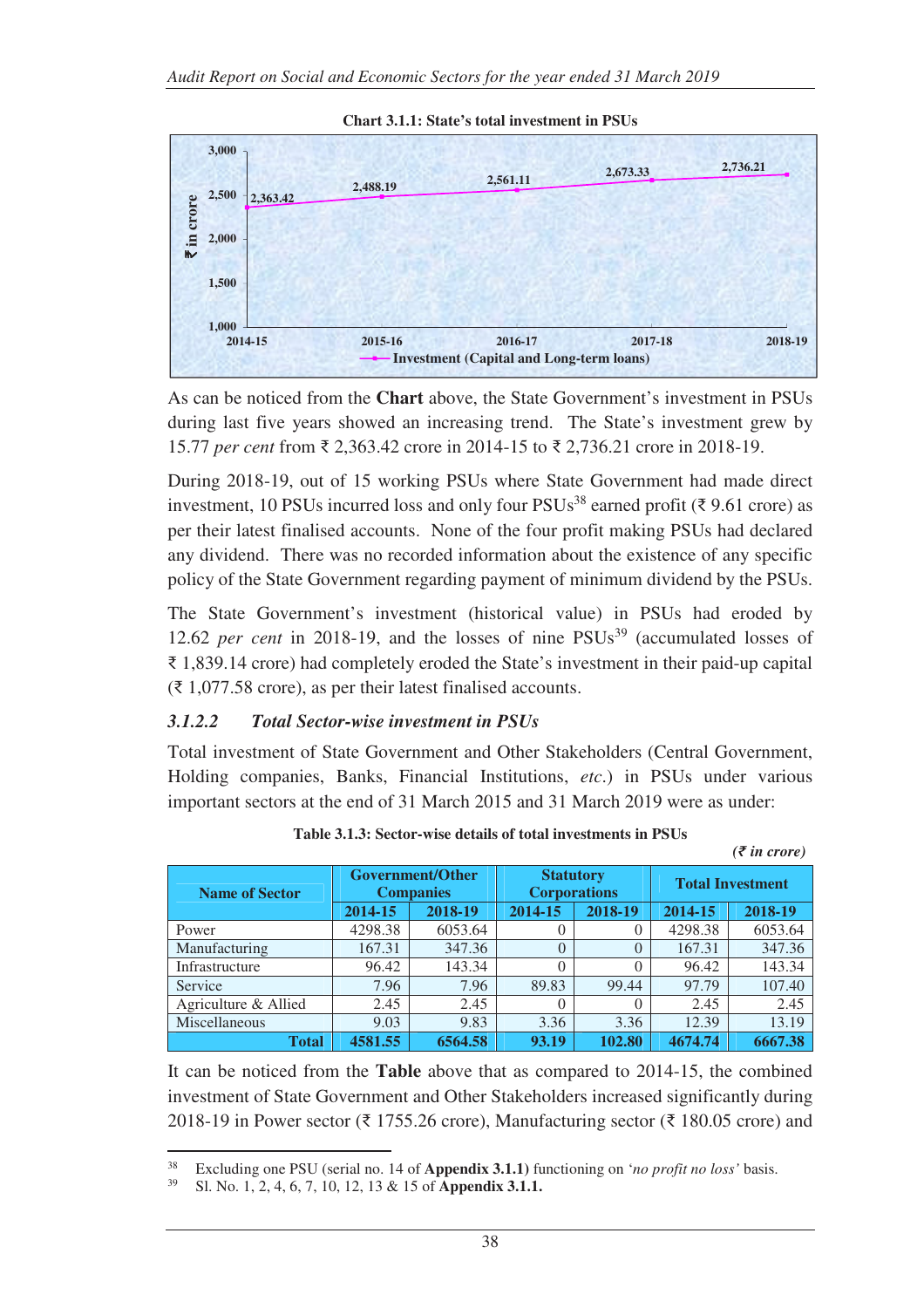**Chart 3.1.1: State's total investment in PSUs**

| Year | Investment (Capital and Long-term loans) (₹ in crore) |
|---|---|
| 2014-15 | 2,363.42 |
| 2015-16 | 2,488.19 |
| 2016-17 | 2,561.11 |
| 2017-18 | 2,673.33 |
| 2018-19 | 2,736.21 |

As can be noticed from the **Chart** above, the State Government's investment in PSUs during last five years showed an increasing trend. The State's investment grew by 15.77 *per cent* from ₹ 2,363.42 crore in 2014-15 to ₹ 2,736.21 crore in 2018-19.

During 2018-19, out of 15 working PSUs where State Government had made direct investment, 10 PSUs incurred loss and only four PSUs[38] earned profit (₹ 9.61 crore) as per their latest finalised accounts. None of the four profit making PSUs had declared any dividend. There was no recorded information about the existence of any specific policy of the State Government regarding payment of minimum dividend by the PSUs.

The State Government's investment (historical value) in PSUs had eroded by 12.62 *per cent* in 2018-19, and the losses of nine PSUs[39] (accumulated losses of ₹ 1,839.14 crore) had completely eroded the State's investment in their paid-up capital (₹ 1,077.58 crore), as per their latest finalised accounts.

### *3.1.2.2 Total Sector-wise investment in PSUs*

Total investment of State Government and Other Stakeholders (Central Government, Holding companies, Banks, Financial Institutions, *etc.*) in PSUs under various important sectors at the end of 31 March 2015 and 31 March 2019 were as under:

**Table 3.1.3: Sector-wise details of total investments in PSUs**

*(₹ in crore)*

| Name of Sector | Government/Other Companies | | Statutory Corporations | | Total Investment | |
|---|---|---|---|---|---|---|
| | 2014-15 | 2018-19 | 2014-15 | 2018-19 | 2014-15 | 2018-19 |
| Power | 4298.38 | 6053.64 | 0 | 0 | 4298.38 | 6053.64 |
| Manufacturing | 167.31 | 347.36 | 0 | 0 | 167.31 | 347.36 |
| Infrastructure | 96.42 | 143.34 | 0 | 0 | 96.42 | 143.34 |
| Service | 7.96 | 7.96 | 89.83 | 99.44 | 97.79 | 107.40 |
| Agriculture & Allied | 2.45 | 2.45 | 0 | 0 | 2.45 | 2.45 |
| Miscellaneous | 9.03 | 9.83 | 3.36 | 3.36 | 12.39 | 13.19 |
| **Total** | **4581.55** | **6564.58** | **93.19** | **102.80** | **4674.74** | **6667.38** |

It can be noticed from the **Table** above that as compared to 2014-15, the combined investment of State Government and Other Stakeholders increased significantly during 2018-19 in Power sector (₹ 1755.26 crore), Manufacturing sector (₹ 180.05 crore) and

---

[38] Excluding one PSU (serial no. 14 of **Appendix 3.1.1**) functioning on '*no profit no loss*' basis.

[39] Sl. No. 1, 2, 4, 6, 7, 10, 12, 13 & 15 of **Appendix 3.1.1.**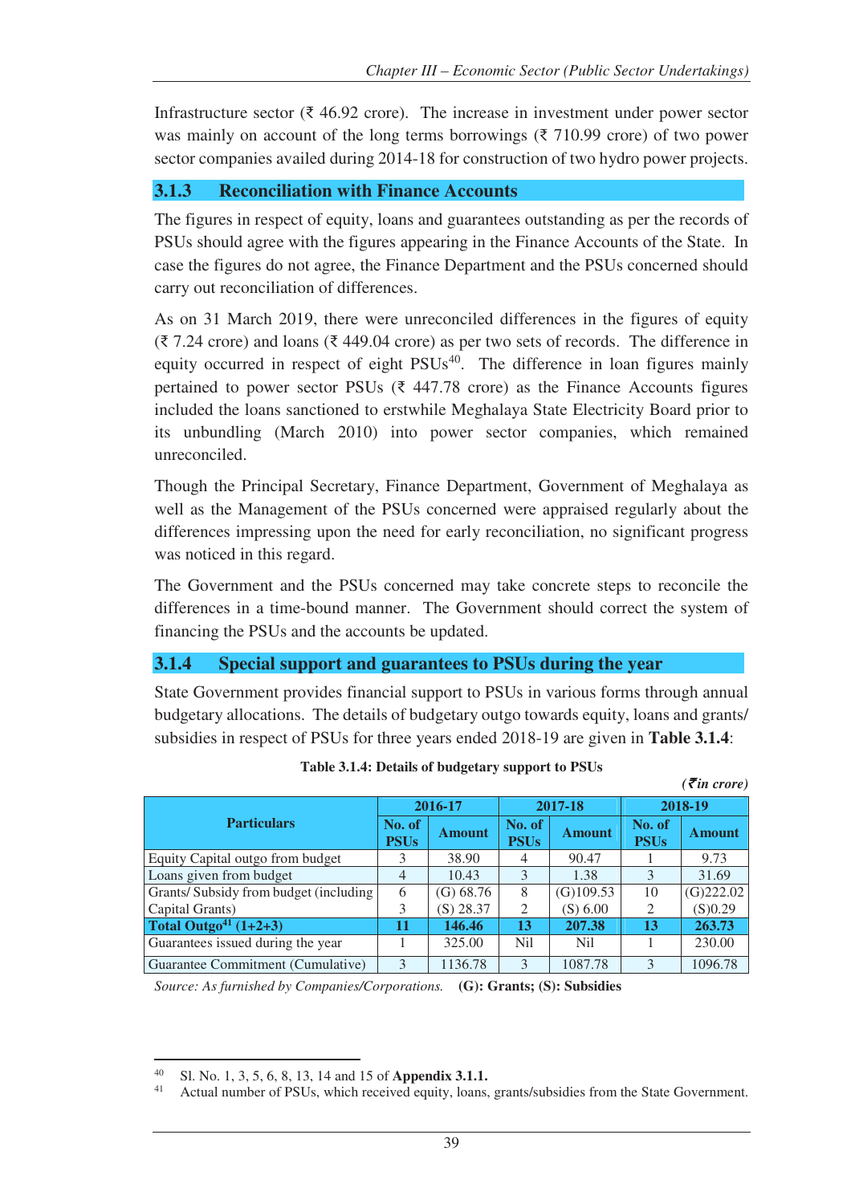Infrastructure sector (₹ 46.92 crore). The increase in investment under power sector was mainly on account of the long terms borrowings (₹ 710.99 crore) of two power sector companies availed during 2014-18 for construction of two hydro power projects.

### 3.1.3 Reconciliation with Finance Accounts

The figures in respect of equity, loans and guarantees outstanding as per the records of PSUs should agree with the figures appearing in the Finance Accounts of the State. In case the figures do not agree, the Finance Department and the PSUs concerned should carry out reconciliation of differences.

As on 31 March 2019, there were unreconciled differences in the figures of equity (₹ 7.24 crore) and loans (₹ 449.04 crore) as per two sets of records. The difference in equity occurred in respect of eight PSUs[40]. The difference in loan figures mainly pertained to power sector PSUs (₹ 447.78 crore) as the Finance Accounts figures included the loans sanctioned to erstwhile Meghalaya State Electricity Board prior to its unbundling (March 2010) into power sector companies, which remained unreconciled.

Though the Principal Secretary, Finance Department, Government of Meghalaya as well as the Management of the PSUs concerned were appraised regularly about the differences impressing upon the need for early reconciliation, no significant progress was noticed in this regard.

The Government and the PSUs concerned may take concrete steps to reconcile the differences in a time-bound manner. The Government should correct the system of financing the PSUs and the accounts be updated.

### 3.1.4 Special support and guarantees to PSUs during the year

State Government provides financial support to PSUs in various forms through annual budgetary allocations. The details of budgetary outgo towards equity, loans and grants/ subsidies in respect of PSUs for three years ended 2018-19 are given in **Table 3.1.4**:

**Table 3.1.4: Details of budgetary support to PSUs**

*(₹ in crore)*

| Particulars | 2016-17 | | 2017-18 | | 2018-19 | |
|---|---|---|---|---|---|---|
| | No. of PSUs | Amount | No. of PSUs | Amount | No. of PSUs | Amount |
| Equity Capital outgo from budget | 3 | 38.90 | 4 | 90.47 | 1 | 9.73 |
| Loans given from budget | 4 | 10.43 | 3 | 1.38 | 3 | 31.69 |
| Grants/ Subsidy from budget (including Capital Grants) | 6<br>3 | (G) 68.76<br>(S) 28.37 | 8<br>2 | (G)109.53<br>(S) 6.00 | 10<br>2 | (G)222.02<br>(S)0.29 |
| **Total Outgo[41] (1+2+3)** | **11** | **146.46** | **13** | **207.38** | **13** | **263.73** |
| Guarantees issued during the year | 1 | 325.00 | Nil | Nil | 1 | 230.00 |
| Guarantee Commitment (Cumulative) | 3 | 1136.78 | 3 | 1087.78 | 3 | 1096.78 |

*Source: As furnished by Companies/Corporations.* **(G): Grants; (S): Subsidies**

---

[40] Sl. No. 1, 3, 5, 6, 8, 13, 14 and 15 of **Appendix 3.1.1.**

[41] Actual number of PSUs, which received equity, loans, grants/subsidies from the State Government.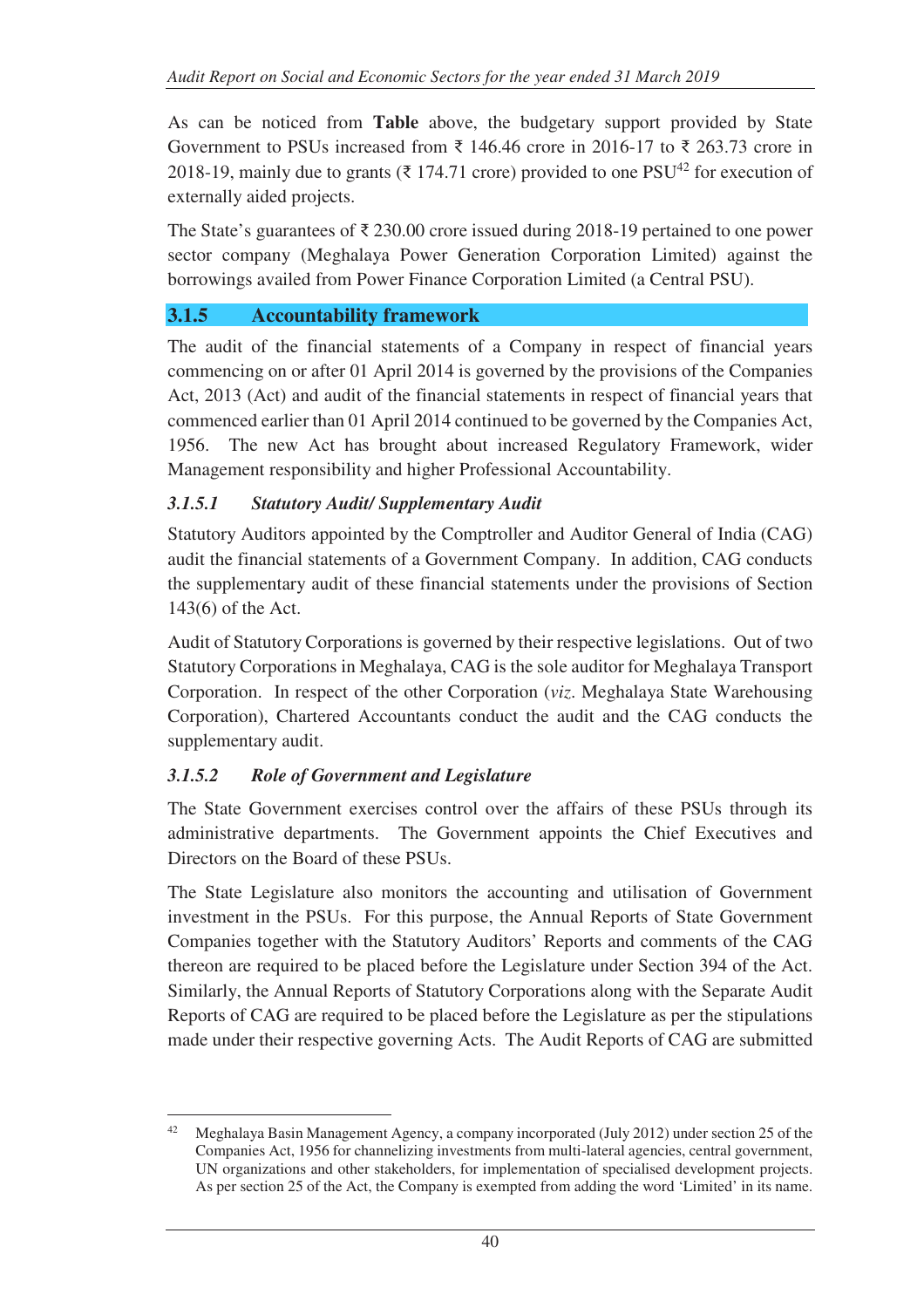As can be noticed from **Table** above, the budgetary support provided by State Government to PSUs increased from ₹ 146.46 crore in 2016-17 to ₹ 263.73 crore in 2018-19, mainly due to grants (₹ 174.71 crore) provided to one PSU[42] for execution of externally aided projects.

The State's guarantees of ₹ 230.00 crore issued during 2018-19 pertained to one power sector company (Meghalaya Power Generation Corporation Limited) against the borrowings availed from Power Finance Corporation Limited (a Central PSU).

## 3.1.5 Accountability framework

The audit of the financial statements of a Company in respect of financial years commencing on or after 01 April 2014 is governed by the provisions of the Companies Act, 2013 (Act) and audit of the financial statements in respect of financial years that commenced earlier than 01 April 2014 continued to be governed by the Companies Act, 1956. The new Act has brought about increased Regulatory Framework, wider Management responsibility and higher Professional Accountability.

### *3.1.5.1 Statutory Audit/ Supplementary Audit*

Statutory Auditors appointed by the Comptroller and Auditor General of India (CAG) audit the financial statements of a Government Company. In addition, CAG conducts the supplementary audit of these financial statements under the provisions of Section 143(6) of the Act.

Audit of Statutory Corporations is governed by their respective legislations. Out of two Statutory Corporations in Meghalaya, CAG is the sole auditor for Meghalaya Transport Corporation. In respect of the other Corporation (*viz.* Meghalaya State Warehousing Corporation), Chartered Accountants conduct the audit and the CAG conducts the supplementary audit.

### *3.1.5.2 Role of Government and Legislature*

The State Government exercises control over the affairs of these PSUs through its administrative departments. The Government appoints the Chief Executives and Directors on the Board of these PSUs.

The State Legislature also monitors the accounting and utilisation of Government investment in the PSUs. For this purpose, the Annual Reports of State Government Companies together with the Statutory Auditors' Reports and comments of the CAG thereon are required to be placed before the Legislature under Section 394 of the Act. Similarly, the Annual Reports of Statutory Corporations along with the Separate Audit Reports of CAG are required to be placed before the Legislature as per the stipulations made under their respective governing Acts. The Audit Reports of CAG are submitted

---

[42] Meghalaya Basin Management Agency, a company incorporated (July 2012) under section 25 of the Companies Act, 1956 for channelizing investments from multi-lateral agencies, central government, UN organizations and other stakeholders, for implementation of specialised development projects. As per section 25 of the Act, the Company is exempted from adding the word 'Limited' in its name.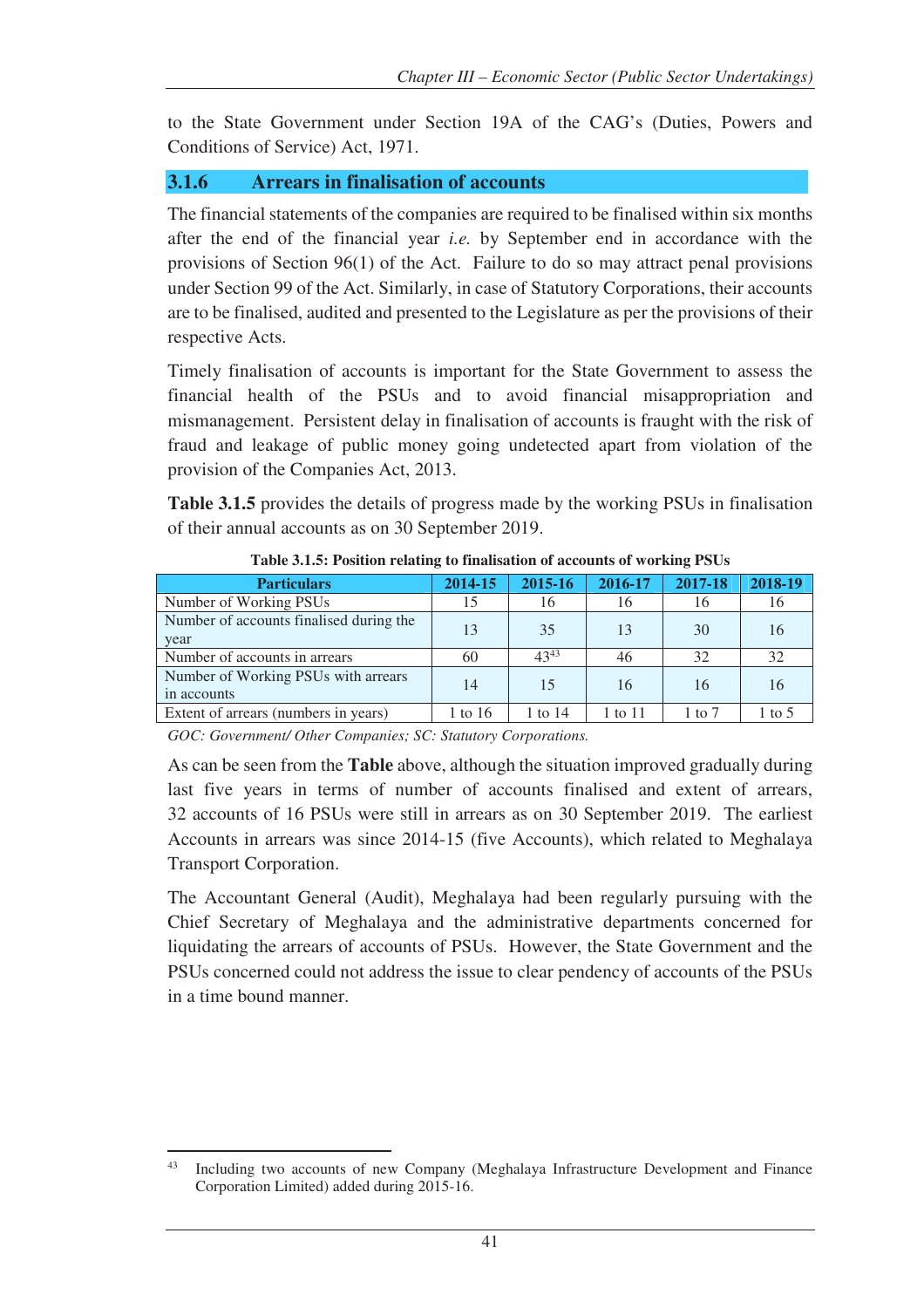to the State Government under Section 19A of the CAG's (Duties, Powers and Conditions of Service) Act, 1971.

## 3.1.6 Arrears in finalisation of accounts

The financial statements of the companies are required to be finalised within six months after the end of the financial year *i.e.* by September end in accordance with the provisions of Section 96(1) of the Act. Failure to do so may attract penal provisions under Section 99 of the Act. Similarly, in case of Statutory Corporations, their accounts are to be finalised, audited and presented to the Legislature as per the provisions of their respective Acts.

Timely finalisation of accounts is important for the State Government to assess the financial health of the PSUs and to avoid financial misappropriation and mismanagement. Persistent delay in finalisation of accounts is fraught with the risk of fraud and leakage of public money going undetected apart from violation of the provision of the Companies Act, 2013.

**Table 3.1.5** provides the details of progress made by the working PSUs in finalisation of their annual accounts as on 30 September 2019.

**Table 3.1.5: Position relating to finalisation of accounts of working PSUs**

| Particulars | 2014-15 | 2015-16 | 2016-17 | 2017-18 | 2018-19 |
|---|---|---|---|---|---|
| Number of Working PSUs | 15 | 16 | 16 | 16 | 16 |
| Number of accounts finalised during the year | 13 | 35 | 13 | 30 | 16 |
| Number of accounts in arrears | 60 | 43[43] | 46 | 32 | 32 |
| Number of Working PSUs with arrears in accounts | 14 | 15 | 16 | 16 | 16 |
| Extent of arrears (numbers in years) | 1 to 16 | 1 to 14 | 1 to 11 | 1 to 7 | 1 to 5 |

*GOC: Government/ Other Companies; SC: Statutory Corporations.*

As can be seen from the **Table** above, although the situation improved gradually during last five years in terms of number of accounts finalised and extent of arrears, 32 accounts of 16 PSUs were still in arrears as on 30 September 2019. The earliest Accounts in arrears was since 2014-15 (five Accounts), which related to Meghalaya Transport Corporation.

The Accountant General (Audit), Meghalaya had been regularly pursuing with the Chief Secretary of Meghalaya and the administrative departments concerned for liquidating the arrears of accounts of PSUs. However, the State Government and the PSUs concerned could not address the issue to clear pendency of accounts of the PSUs in a time bound manner.

---

[43] Including two accounts of new Company (Meghalaya Infrastructure Development and Finance Corporation Limited) added during 2015-16.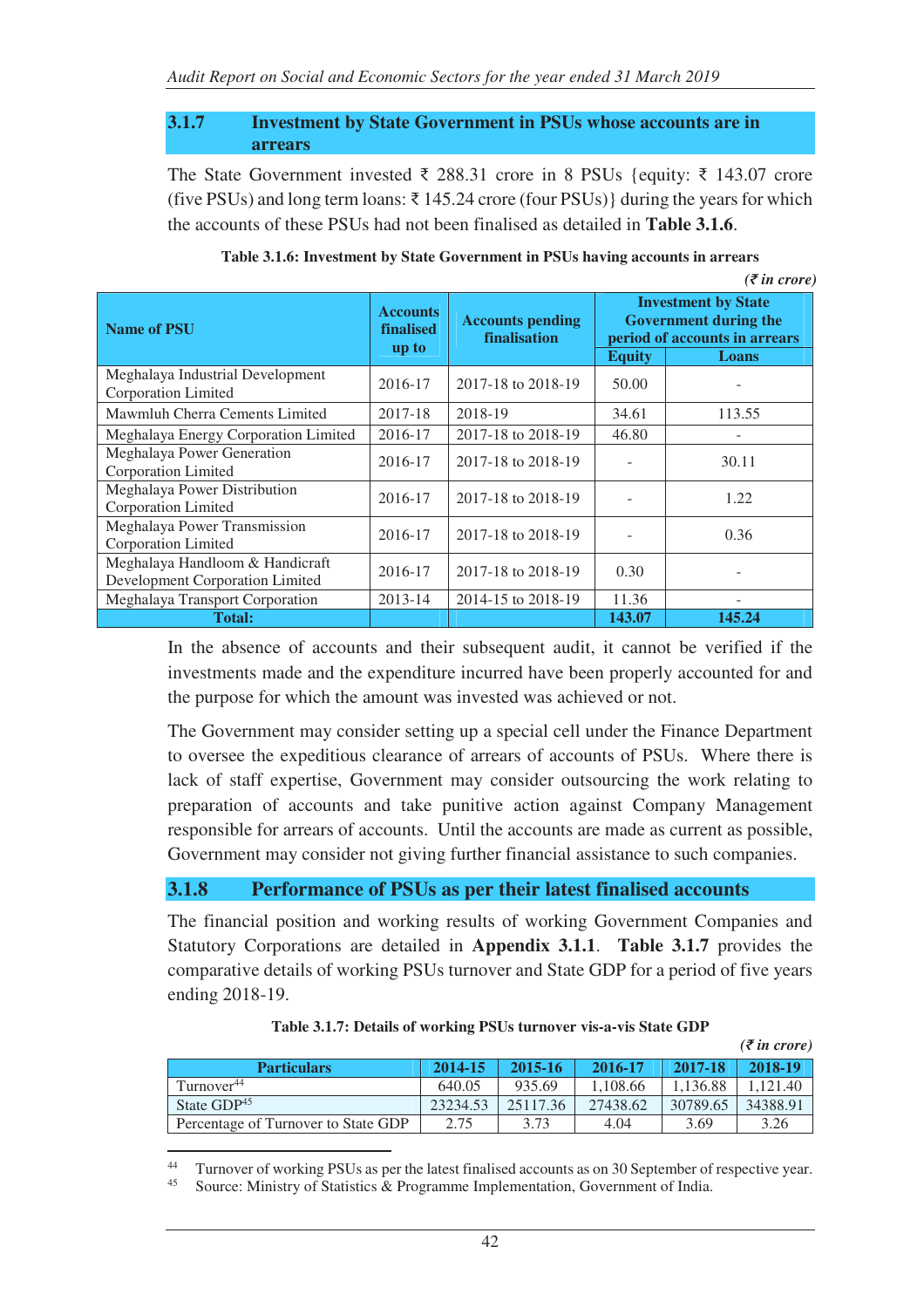### 3.1.7 Investment by State Government in PSUs whose accounts are in arrears

The State Government invested ₹ 288.31 crore in 8 PSUs {equity: ₹ 143.07 crore (five PSUs) and long term loans: ₹ 145.24 crore (four PSUs)} during the years for which the accounts of these PSUs had not been finalised as detailed in **Table 3.1.6**.

**Table 3.1.6: Investment by State Government in PSUs having accounts in arrears**

*(₹ in crore)*

| Name of PSU | Accounts finalised up to | Accounts pending finalisation | Investment by State Government during the period of accounts in arrears | |
|---|---|---|---|---|
| | | | Equity | Loans |
| Meghalaya Industrial Development Corporation Limited | 2016-17 | 2017-18 to 2018-19 | 50.00 | - |
| Mawmluh Cherra Cements Limited | 2017-18 | 2018-19 | 34.61 | 113.55 |
| Meghalaya Energy Corporation Limited | 2016-17 | 2017-18 to 2018-19 | 46.80 | - |
| Meghalaya Power Generation Corporation Limited | 2016-17 | 2017-18 to 2018-19 | - | 30.11 |
| Meghalaya Power Distribution Corporation Limited | 2016-17 | 2017-18 to 2018-19 | - | 1.22 |
| Meghalaya Power Transmission Corporation Limited | 2016-17 | 2017-18 to 2018-19 | - | 0.36 |
| Meghalaya Handloom & Handicraft Development Corporation Limited | 2016-17 | 2017-18 to 2018-19 | 0.30 | - |
| Meghalaya Transport Corporation | 2013-14 | 2014-15 to 2018-19 | 11.36 | - |
| **Total:** | | | **143.07** | **145.24** |

In the absence of accounts and their subsequent audit, it cannot be verified if the investments made and the expenditure incurred have been properly accounted for and the purpose for which the amount was invested was achieved or not.

The Government may consider setting up a special cell under the Finance Department to oversee the expeditious clearance of arrears of accounts of PSUs. Where there is lack of staff expertise, Government may consider outsourcing the work relating to preparation of accounts and take punitive action against Company Management responsible for arrears of accounts. Until the accounts are made as current as possible, Government may consider not giving further financial assistance to such companies.

### 3.1.8 Performance of PSUs as per their latest finalised accounts

The financial position and working results of working Government Companies and Statutory Corporations are detailed in **Appendix 3.1.1**. **Table 3.1.7** provides the comparative details of working PSUs turnover and State GDP for a period of five years ending 2018-19.

**Table 3.1.7: Details of working PSUs turnover vis-a-vis State GDP**

*(₹ in crore)*

| Particulars | 2014-15 | 2015-16 | 2016-17 | 2017-18 | 2018-19 |
|---|---|---|---|---|---|
| Turnover[44] | 640.05 | 935.69 | 1,108.66 | 1,136.88 | 1,121.40 |
| State GDP[45] | 23234.53 | 25117.36 | 27438.62 | 30789.65 | 34388.91 |
| Percentage of Turnover to State GDP | 2.75 | 3.73 | 4.04 | 3.69 | 3.26 |

[44] Turnover of working PSUs as per the latest finalised accounts as on 30 September of respective year.

[45] Source: Ministry of Statistics & Programme Implementation, Government of India.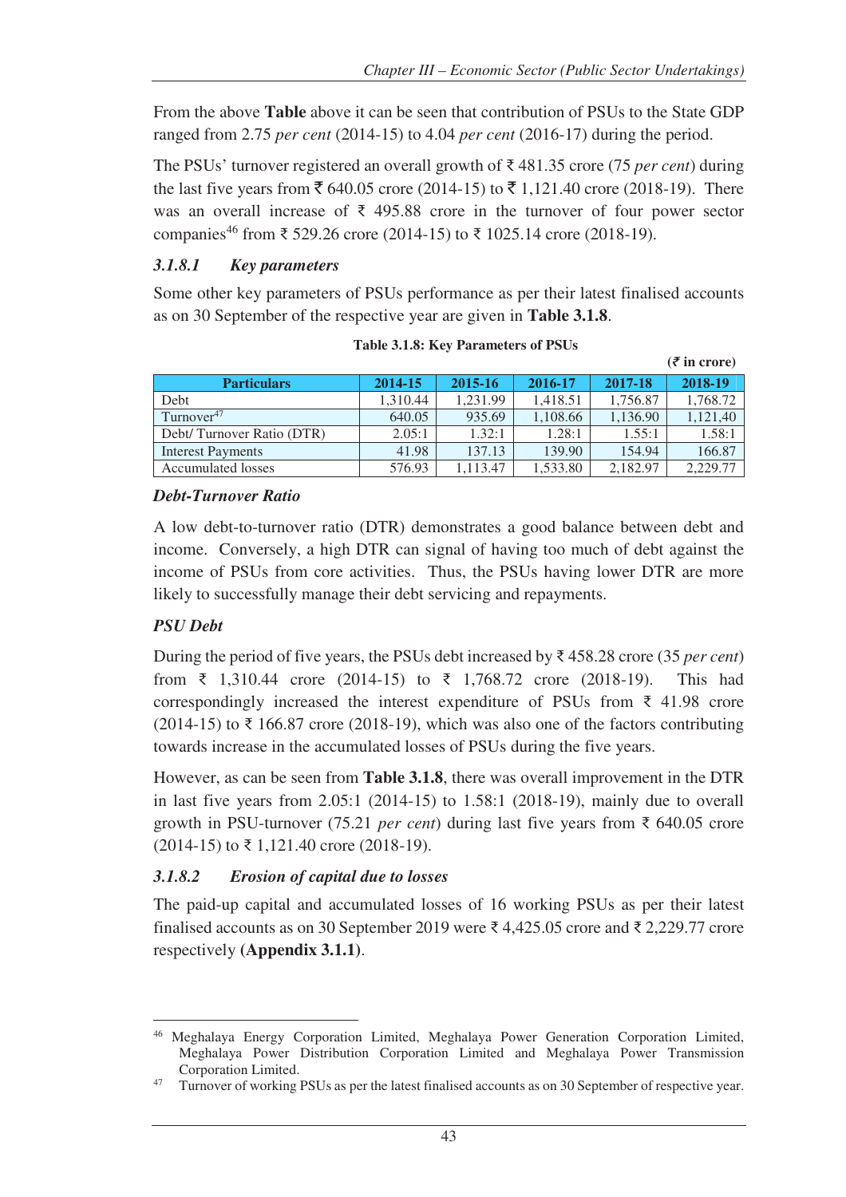From the above **Table** above it can be seen that contribution of PSUs to the State GDP ranged from 2.75 *per cent* (2014-15) to 4.04 *per cent* (2016-17) during the period.

The PSUs' turnover registered an overall growth of ₹ 481.35 crore (75 *per cent*) during the last five years from ₹ 640.05 crore (2014-15) to ₹ 1,121.40 crore (2018-19). There was an overall increase of ₹ 495.88 crore in the turnover of four power sector companies[46] from ₹ 529.26 crore (2014-15) to ₹ 1025.14 crore (2018-19).

### *3.1.8.1 Key parameters*

Some other key parameters of PSUs performance as per their latest finalised accounts as on 30 September of the respective year are given in **Table 3.1.8**.

**Table 3.1.8: Key Parameters of PSUs**

**(₹ in crore)**

| Particulars | 2014-15 | 2015-16 | 2016-17 | 2017-18 | 2018-19 |
|---|---|---|---|---|---|
| Debt | 1,310.44 | 1,231.99 | 1,418.51 | 1,756.87 | 1,768.72 |
| Turnover[47] | 640.05 | 935.69 | 1,108.66 | 1,136.90 | 1,121,40 |
| Debt/ Turnover Ratio (DTR) | 2.05:1 | 1.32:1 | 1.28:1 | 1.55:1 | 1.58:1 |
| Interest Payments | 41.98 | 137.13 | 139.90 | 154.94 | 166.87 |
| Accumulated losses | 576.93 | 1,113.47 | 1,533.80 | 2,182.97 | 2,229.77 |

***Debt-Turnover Ratio***

A low debt-to-turnover ratio (DTR) demonstrates a good balance between debt and income. Conversely, a high DTR can signal of having too much of debt against the income of PSUs from core activities. Thus, the PSUs having lower DTR are more likely to successfully manage their debt servicing and repayments.

***PSU Debt***

During the period of five years, the PSUs debt increased by ₹ 458.28 crore (35 *per cent*) from ₹ 1,310.44 crore (2014-15) to ₹ 1,768.72 crore (2018-19). This had correspondingly increased the interest expenditure of PSUs from ₹ 41.98 crore (2014-15) to ₹ 166.87 crore (2018-19), which was also one of the factors contributing towards increase in the accumulated losses of PSUs during the five years.

However, as can be seen from **Table 3.1.8**, there was overall improvement in the DTR in last five years from 2.05:1 (2014-15) to 1.58:1 (2018-19), mainly due to overall growth in PSU-turnover (75.21 *per cent*) during last five years from ₹ 640.05 crore (2014-15) to ₹ 1,121.40 crore (2018-19).

### *3.1.8.2 Erosion of capital due to losses*

The paid-up capital and accumulated losses of 16 working PSUs as per their latest finalised accounts as on 30 September 2019 were ₹ 4,425.05 crore and ₹ 2,229.77 crore respectively **(Appendix 3.1.1)**.

---

[46] Meghalaya Energy Corporation Limited, Meghalaya Power Generation Corporation Limited, Meghalaya Power Distribution Corporation Limited and Meghalaya Power Transmission Corporation Limited.

[47] Turnover of working PSUs as per the latest finalised accounts as on 30 September of respective year.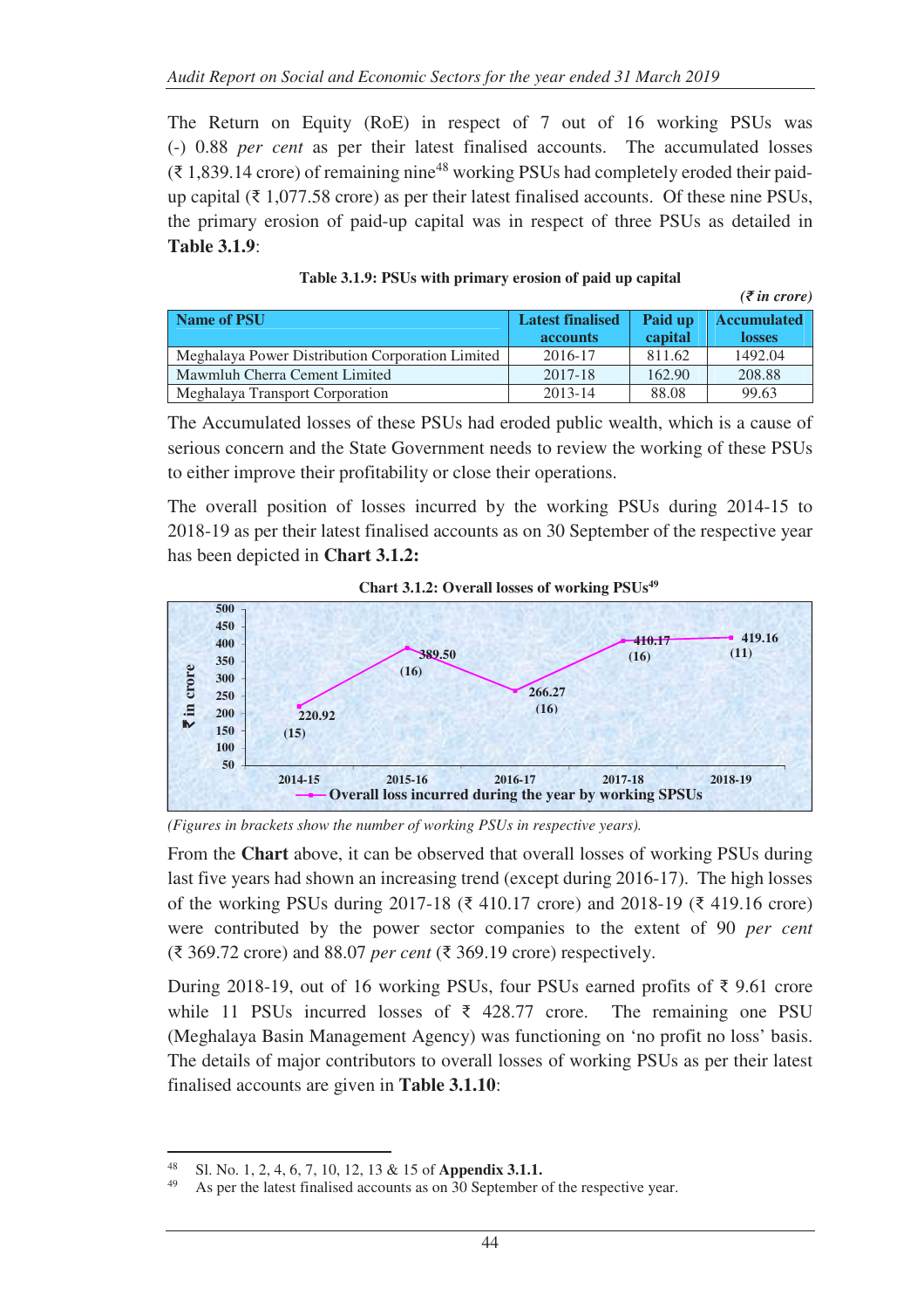The Return on Equity (RoE) in respect of 7 out of 16 working PSUs was (-) 0.88 *per cent* as per their latest finalised accounts. The accumulated losses (₹ 1,839.14 crore) of remaining nine[48] working PSUs had completely eroded their paid-up capital (₹ 1,077.58 crore) as per their latest finalised accounts. Of these nine PSUs, the primary erosion of paid-up capital was in respect of three PSUs as detailed in **Table 3.1.9**:

**Table 3.1.9: PSUs with primary erosion of paid up capital**

*(₹ in crore)*

| Name of PSU | Latest finalised accounts | Paid up capital | Accumulated losses |
|---|---|---|---|
| Meghalaya Power Distribution Corporation Limited | 2016-17 | 811.62 | 1492.04 |
| Mawmluh Cherra Cement Limited | 2017-18 | 162.90 | 208.88 |
| Meghalaya Transport Corporation | 2013-14 | 88.08 | 99.63 |

The Accumulated losses of these PSUs had eroded public wealth, which is a cause of serious concern and the State Government needs to review the working of these PSUs to either improve their profitability or close their operations.

The overall position of losses incurred by the working PSUs during 2014-15 to 2018-19 as per their latest finalised accounts as on 30 September of the respective year has been depicted in **Chart 3.1.2:**

**Chart 3.1.2: Overall losses of working PSUs[49]**

| Year | Overall loss incurred during the year by working SPSUs (₹ in crore) | Number of working PSUs |
|---|---|---|
| 2014-15 | 220.92 | (15) |
| 2015-16 | 389.50 | (16) |
| 2016-17 | 266.27 | (16) |
| 2017-18 | 410.17 | (16) |
| 2018-19 | 419.16 | (11) |

*(Figures in brackets show the number of working PSUs in respective years).*

From the **Chart** above, it can be observed that overall losses of working PSUs during last five years had shown an increasing trend (except during 2016-17). The high losses of the working PSUs during 2017-18 (₹ 410.17 crore) and 2018-19 (₹ 419.16 crore) were contributed by the power sector companies to the extent of 90 *per cent* (₹ 369.72 crore) and 88.07 *per cent* (₹ 369.19 crore) respectively.

During 2018-19, out of 16 working PSUs, four PSUs earned profits of ₹ 9.61 crore while 11 PSUs incurred losses of ₹ 428.77 crore. The remaining one PSU (Meghalaya Basin Management Agency) was functioning on 'no profit no loss' basis. The details of major contributors to overall losses of working PSUs as per their latest finalised accounts are given in **Table 3.1.10**:

---

[48] Sl. No. 1, 2, 4, 6, 7, 10, 12, 13 & 15 of **Appendix 3.1.1.**

[49] As per the latest finalised accounts as on 30 September of the respective year.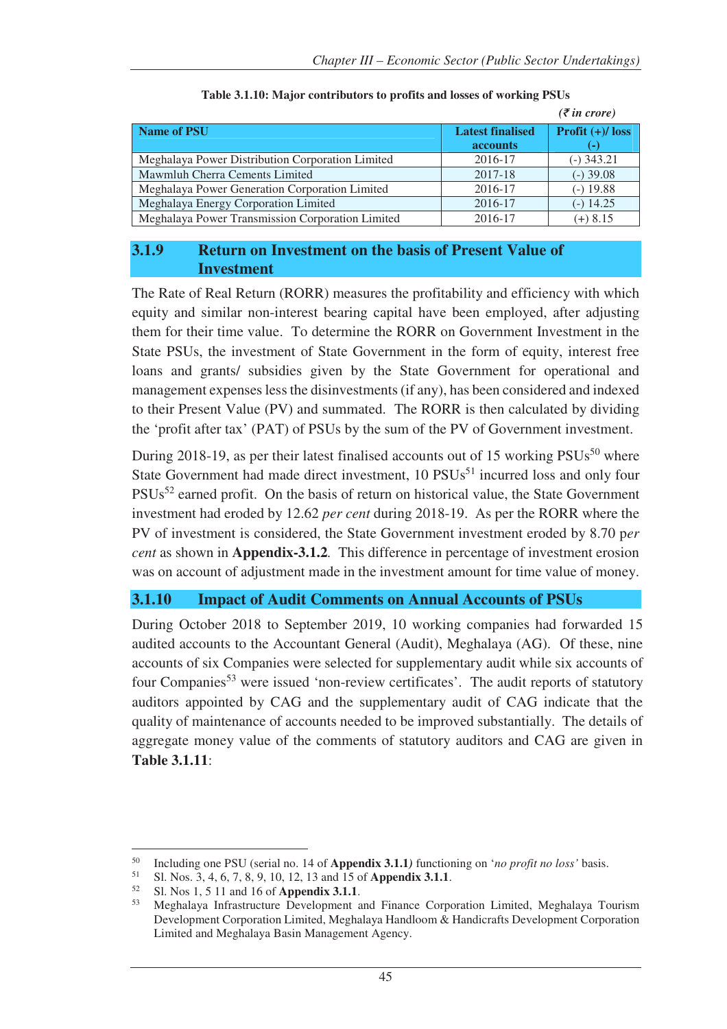**Table 3.1.10: Major contributors to profits and losses of working PSUs**

*(₹ in crore)*

| Name of PSU | Latest finalised accounts | Profit (+)/ loss (-) |
|---|---|---|
| Meghalaya Power Distribution Corporation Limited | 2016-17 | (-) 343.21 |
| Mawmluh Cherra Cements Limited | 2017-18 | (-) 39.08 |
| Meghalaya Power Generation Corporation Limited | 2016-17 | (-) 19.88 |
| Meghalaya Energy Corporation Limited | 2016-17 | (-) 14.25 |
| Meghalaya Power Transmission Corporation Limited | 2016-17 | (+) 8.15 |

## 3.1.9 Return on Investment on the basis of Present Value of Investment

The Rate of Real Return (RORR) measures the profitability and efficiency with which equity and similar non-interest bearing capital have been employed, after adjusting them for their time value. To determine the RORR on Government Investment in the State PSUs, the investment of State Government in the form of equity, interest free loans and grants/ subsidies given by the State Government for operational and management expenses less the disinvestments (if any), has been considered and indexed to their Present Value (PV) and summated. The RORR is then calculated by dividing the 'profit after tax' (PAT) of PSUs by the sum of the PV of Government investment.

During 2018-19, as per their latest finalised accounts out of 15 working PSUs[50] where State Government had made direct investment, 10 PSUs[51] incurred loss and only four PSUs[52] earned profit. On the basis of return on historical value, the State Government investment had eroded by 12.62 *per cent* during 2018-19. As per the RORR where the PV of investment is considered, the State Government investment eroded by 8.70 p*er cent* as shown in **Appendix-3.1.2**. This difference in percentage of investment erosion was on account of adjustment made in the investment amount for time value of money.

## 3.1.10 Impact of Audit Comments on Annual Accounts of PSUs

During October 2018 to September 2019, 10 working companies had forwarded 15 audited accounts to the Accountant General (Audit), Meghalaya (AG). Of these, nine accounts of six Companies were selected for supplementary audit while six accounts of four Companies[53] were issued 'non-review certificates'. The audit reports of statutory auditors appointed by CAG and the supplementary audit of CAG indicate that the quality of maintenance of accounts needed to be improved substantially. The details of aggregate money value of the comments of statutory auditors and CAG are given in **Table 3.1.11**:

---

[50] Including one PSU (serial no. 14 of **Appendix 3.1.1***)* functioning on '*no profit no loss'* basis.

[51] Sl. Nos. 3, 4, 6, 7, 8, 9, 10, 12, 13 and 15 of **Appendix 3.1.1**.

[52] Sl. Nos 1, 5 11 and 16 of **Appendix 3.1.1**.

[53] Meghalaya Infrastructure Development and Finance Corporation Limited, Meghalaya Tourism Development Corporation Limited, Meghalaya Handloom & Handicrafts Development Corporation Limited and Meghalaya Basin Management Agency.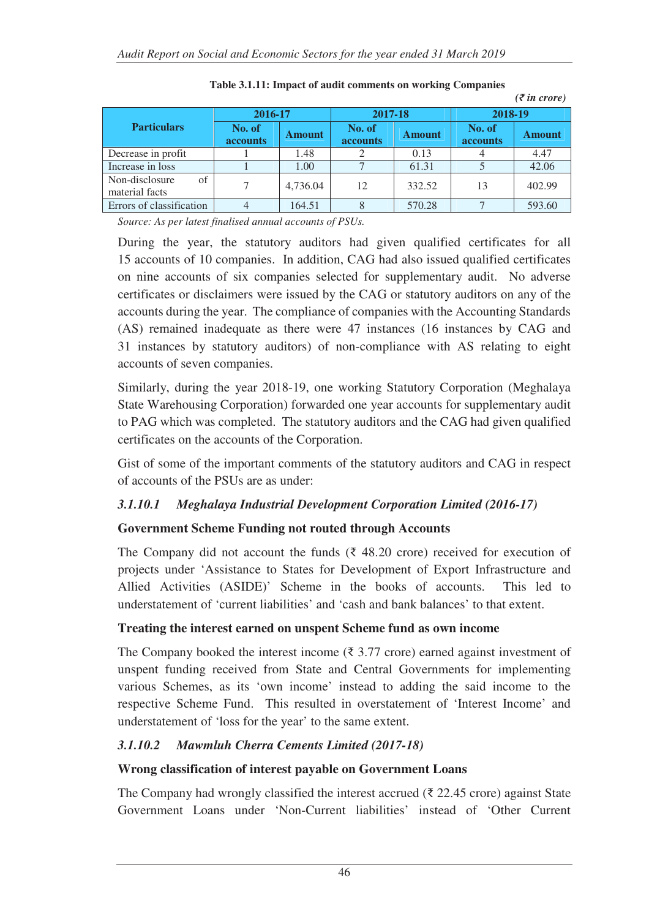**Table 3.1.11: Impact of audit comments on working Companies**

*(₹ in crore)*

| Particulars | 2016-17 | | 2017-18 | | 2018-19 | |
|---|---|---|---|---|---|---|
| | No. of accounts | Amount | No. of accounts | Amount | No. of accounts | Amount |
| Decrease in profit | 1 | 1.48 | 2 | 0.13 | 4 | 4.47 |
| Increase in loss | 1 | 1.00 | 7 | 61.31 | 5 | 42.06 |
| Non-disclosure of material facts | 7 | 4,736.04 | 12 | 332.52 | 13 | 402.99 |
| Errors of classification | 4 | 164.51 | 8 | 570.28 | 7 | 593.60 |

*Source: As per latest finalised annual accounts of PSUs.*

During the year, the statutory auditors had given qualified certificates for all 15 accounts of 10 companies. In addition, CAG had also issued qualified certificates on nine accounts of six companies selected for supplementary audit. No adverse certificates or disclaimers were issued by the CAG or statutory auditors on any of the accounts during the year. The compliance of companies with the Accounting Standards (AS) remained inadequate as there were 47 instances (16 instances by CAG and 31 instances by statutory auditors) of non-compliance with AS relating to eight accounts of seven companies.

Similarly, during the year 2018-19, one working Statutory Corporation (Meghalaya State Warehousing Corporation) forwarded one year accounts for supplementary audit to PAG which was completed. The statutory auditors and the CAG had given qualified certificates on the accounts of the Corporation.

Gist of some of the important comments of the statutory auditors and CAG in respect of accounts of the PSUs are as under:

### *3.1.10.1 Meghalaya Industrial Development Corporation Limited (2016-17)*

**Government Scheme Funding not routed through Accounts**

The Company did not account the funds (₹ 48.20 crore) received for execution of projects under 'Assistance to States for Development of Export Infrastructure and Allied Activities (ASIDE)' Scheme in the books of accounts. This led to understatement of 'current liabilities' and 'cash and bank balances' to that extent.

**Treating the interest earned on unspent Scheme fund as own income**

The Company booked the interest income (₹ 3.77 crore) earned against investment of unspent funding received from State and Central Governments for implementing various Schemes, as its 'own income' instead to adding the said income to the respective Scheme Fund. This resulted in overstatement of 'Interest Income' and understatement of 'loss for the year' to the same extent.

### *3.1.10.2 Mawmluh Cherra Cements Limited (2017-18)*

**Wrong classification of interest payable on Government Loans**

The Company had wrongly classified the interest accrued (₹ 22.45 crore) against State Government Loans under 'Non-Current liabilities' instead of 'Other Current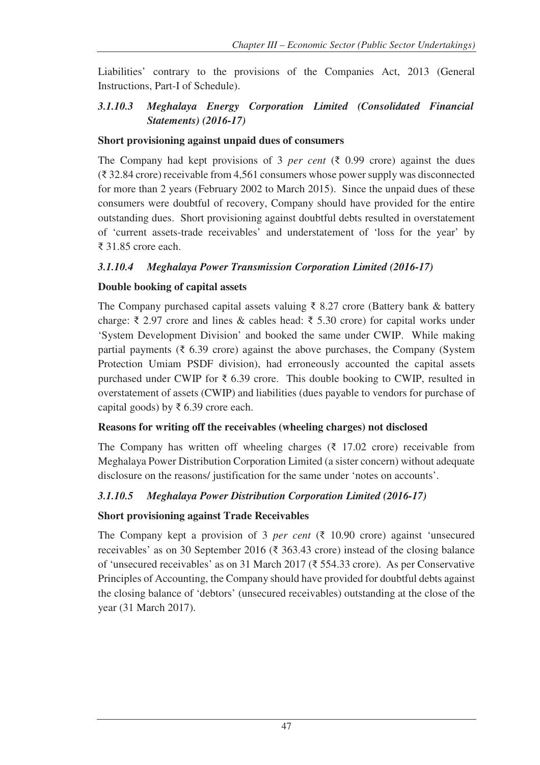Liabilities' contrary to the provisions of the Companies Act, 2013 (General Instructions, Part-I of Schedule).

### *3.1.10.3 Meghalaya Energy Corporation Limited (Consolidated Financial Statements) (2016-17)*

**Short provisioning against unpaid dues of consumers**

The Company had kept provisions of 3 *per cent* (₹ 0.99 crore) against the dues (₹ 32.84 crore) receivable from 4,561 consumers whose power supply was disconnected for more than 2 years (February 2002 to March 2015). Since the unpaid dues of these consumers were doubtful of recovery, Company should have provided for the entire outstanding dues. Short provisioning against doubtful debts resulted in overstatement of 'current assets-trade receivables' and understatement of 'loss for the year' by ₹ 31.85 crore each.

### *3.1.10.4 Meghalaya Power Transmission Corporation Limited (2016-17)*

**Double booking of capital assets**

The Company purchased capital assets valuing ₹ 8.27 crore (Battery bank & battery charge: ₹ 2.97 crore and lines & cables head: ₹ 5.30 crore) for capital works under 'System Development Division' and booked the same under CWIP. While making partial payments (₹ 6.39 crore) against the above purchases, the Company (System Protection Umiam PSDF division), had erroneously accounted the capital assets purchased under CWIP for ₹ 6.39 crore. This double booking to CWIP, resulted in overstatement of assets (CWIP) and liabilities (dues payable to vendors for purchase of capital goods) by ₹ 6.39 crore each.

**Reasons for writing off the receivables (wheeling charges) not disclosed**

The Company has written off wheeling charges (₹ 17.02 crore) receivable from Meghalaya Power Distribution Corporation Limited (a sister concern) without adequate disclosure on the reasons/ justification for the same under 'notes on accounts'.

### *3.1.10.5 Meghalaya Power Distribution Corporation Limited (2016-17)*

**Short provisioning against Trade Receivables**

The Company kept a provision of 3 *per cent* (₹ 10.90 crore) against 'unsecured receivables' as on 30 September 2016 (₹ 363.43 crore) instead of the closing balance of 'unsecured receivables' as on 31 March 2017 (₹ 554.33 crore). As per Conservative Principles of Accounting, the Company should have provided for doubtful debts against the closing balance of 'debtors' (unsecured receivables) outstanding at the close of the year (31 March 2017).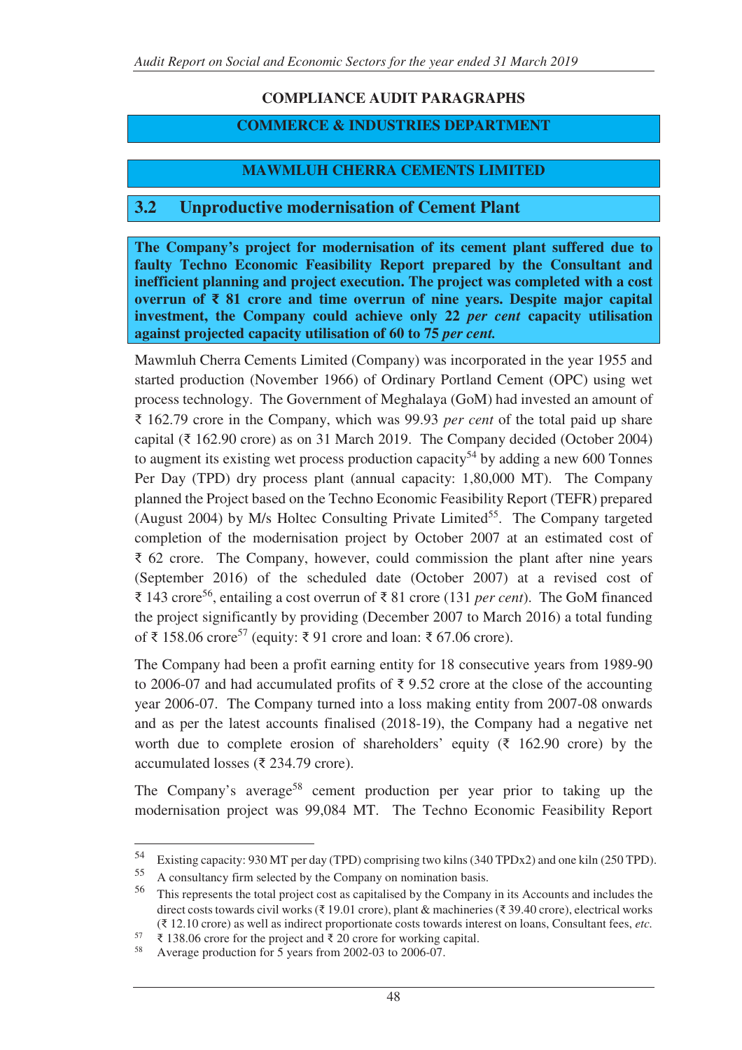## COMPLIANCE AUDIT PARAGRAPHS

## COMMERCE & INDUSTRIES DEPARTMENT

## MAWMLUH CHERRA CEMENTS LIMITED

### 3.2 Unproductive modernisation of Cement Plant

**The Company's project for modernisation of its cement plant suffered due to faulty Techno Economic Feasibility Report prepared by the Consultant and inefficient planning and project execution. The project was completed with a cost overrun of ₹ 81 crore and time overrun of nine years. Despite major capital investment, the Company could achieve only 22 *per cent* capacity utilisation against projected capacity utilisation of 60 to 75 *per cent.***

Mawmluh Cherra Cements Limited (Company) was incorporated in the year 1955 and started production (November 1966) of Ordinary Portland Cement (OPC) using wet process technology. The Government of Meghalaya (GoM) had invested an amount of ₹ 162.79 crore in the Company, which was 99.93 *per cent* of the total paid up share capital (₹ 162.90 crore) as on 31 March 2019. The Company decided (October 2004) to augment its existing wet process production capacity[54] by adding a new 600 Tonnes Per Day (TPD) dry process plant (annual capacity: 1,80,000 MT). The Company planned the Project based on the Techno Economic Feasibility Report (TEFR) prepared (August 2004) by M/s Holtec Consulting Private Limited[55]. The Company targeted completion of the modernisation project by October 2007 at an estimated cost of ₹ 62 crore. The Company, however, could commission the plant after nine years (September 2016) of the scheduled date (October 2007) at a revised cost of ₹ 143 crore[56], entailing a cost overrun of ₹ 81 crore (131 *per cent*). The GoM financed the project significantly by providing (December 2007 to March 2016) a total funding of ₹ 158.06 crore[57] (equity: ₹ 91 crore and loan: ₹ 67.06 crore).

The Company had been a profit earning entity for 18 consecutive years from 1989-90 to 2006-07 and had accumulated profits of ₹ 9.52 crore at the close of the accounting year 2006-07. The Company turned into a loss making entity from 2007-08 onwards and as per the latest accounts finalised (2018-19), the Company had a negative net worth due to complete erosion of shareholders' equity (₹ 162.90 crore) by the accumulated losses (₹ 234.79 crore).

The Company's average[58] cement production per year prior to taking up the modernisation project was 99,084 MT. The Techno Economic Feasibility Report

---

[54] Existing capacity: 930 MT per day (TPD) comprising two kilns (340 TPDx2) and one kiln (250 TPD).

[55] A consultancy firm selected by the Company on nomination basis.

[56] This represents the total project cost as capitalised by the Company in its Accounts and includes the direct costs towards civil works (₹ 19.01 crore), plant & machineries (₹ 39.40 crore), electrical works (₹ 12.10 crore) as well as indirect proportionate costs towards interest on loans, Consultant fees, *etc.*

[57] ₹ 138.06 crore for the project and ₹ 20 crore for working capital.

[58] Average production for 5 years from 2002-03 to 2006-07.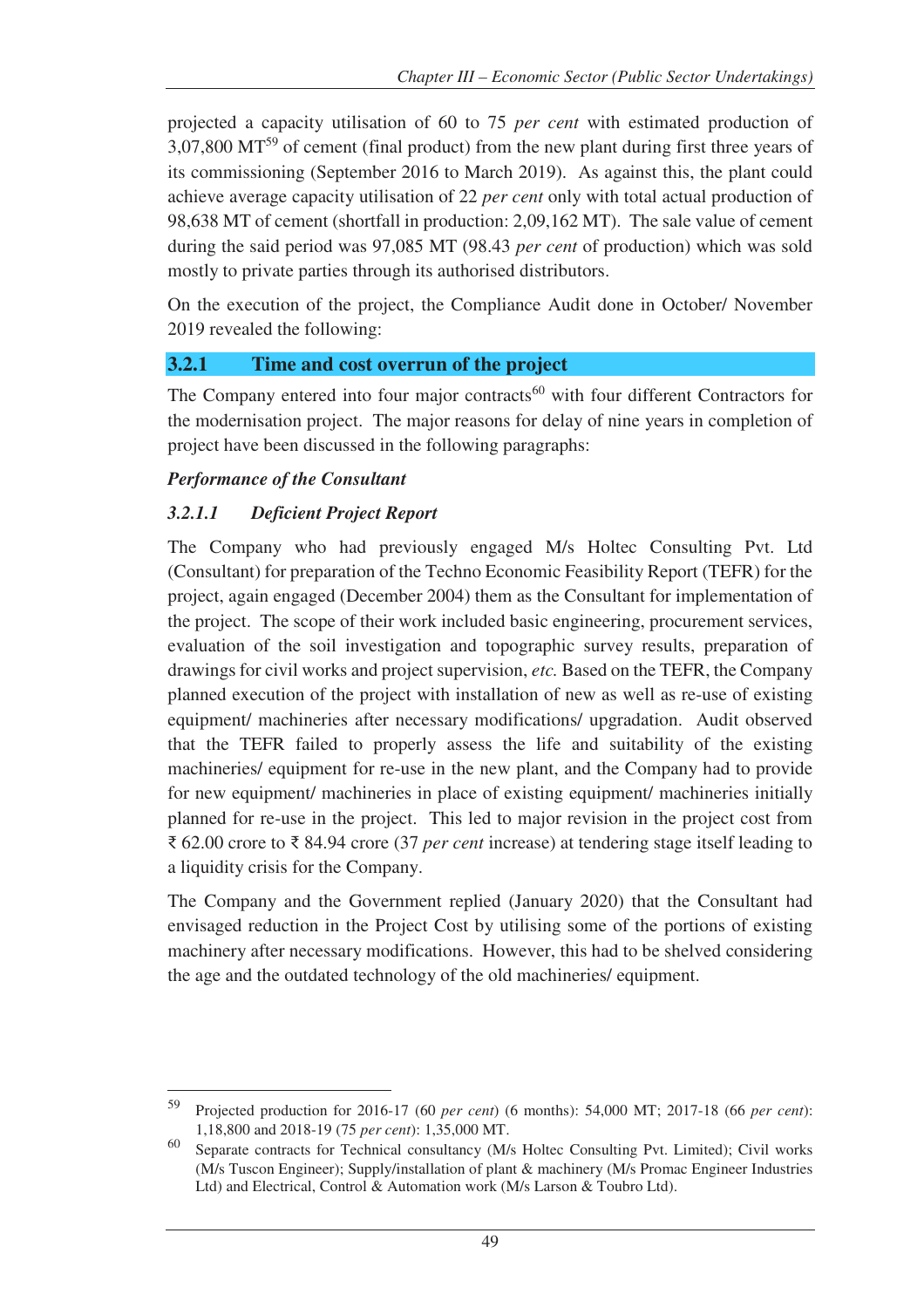projected a capacity utilisation of 60 to 75 *per cent* with estimated production of 3,07,800 MT[59] of cement (final product) from the new plant during first three years of its commissioning (September 2016 to March 2019). As against this, the plant could achieve average capacity utilisation of 22 *per cent* only with total actual production of 98,638 MT of cement (shortfall in production: 2,09,162 MT). The sale value of cement during the said period was 97,085 MT (98.43 *per cent* of production) which was sold mostly to private parties through its authorised distributors.

On the execution of the project, the Compliance Audit done in October/ November 2019 revealed the following:

## 3.2.1 Time and cost overrun of the project

The Company entered into four major contracts[60] with four different Contractors for the modernisation project. The major reasons for delay of nine years in completion of project have been discussed in the following paragraphs:

***Performance of the Consultant***

### *3.2.1.1 Deficient Project Report*

The Company who had previously engaged M/s Holtec Consulting Pvt. Ltd (Consultant) for preparation of the Techno Economic Feasibility Report (TEFR) for the project, again engaged (December 2004) them as the Consultant for implementation of the project. The scope of their work included basic engineering, procurement services, evaluation of the soil investigation and topographic survey results, preparation of drawings for civil works and project supervision, *etc.* Based on the TEFR, the Company planned execution of the project with installation of new as well as re-use of existing equipment/ machineries after necessary modifications/ upgradation. Audit observed that the TEFR failed to properly assess the life and suitability of the existing machineries/ equipment for re-use in the new plant, and the Company had to provide for new equipment/ machineries in place of existing equipment/ machineries initially planned for re-use in the project. This led to major revision in the project cost from ₹ 62.00 crore to ₹ 84.94 crore (37 *per cent* increase) at tendering stage itself leading to a liquidity crisis for the Company.

The Company and the Government replied (January 2020) that the Consultant had envisaged reduction in the Project Cost by utilising some of the portions of existing machinery after necessary modifications. However, this had to be shelved considering the age and the outdated technology of the old machineries/ equipment.

---

[59] Projected production for 2016-17 (60 *per cent*) (6 months): 54,000 MT; 2017-18 (66 *per cent*): 1,18,800 and 2018-19 (75 *per cent*): 1,35,000 MT.

[60] Separate contracts for Technical consultancy (M/s Holtec Consulting Pvt. Limited); Civil works (M/s Tuscon Engineer); Supply/installation of plant & machinery (M/s Promac Engineer Industries Ltd) and Electrical, Control & Automation work (M/s Larson & Toubro Ltd).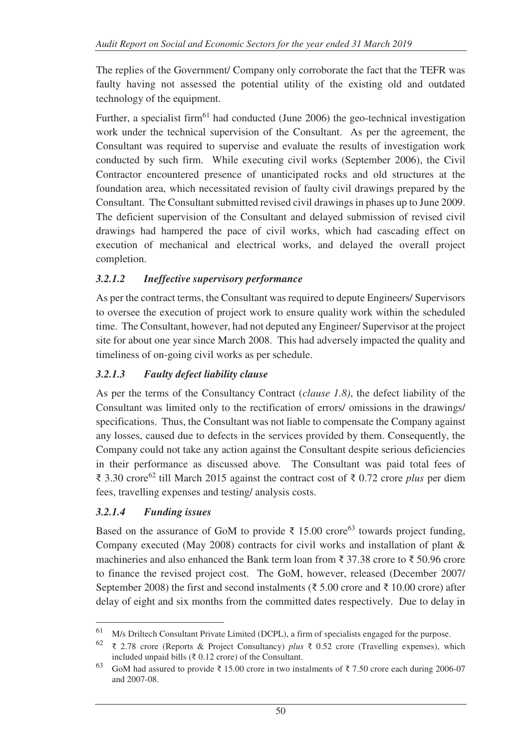The replies of the Government/ Company only corroborate the fact that the TEFR was faulty having not assessed the potential utility of the existing old and outdated technology of the equipment.

Further, a specialist firm[61] had conducted (June 2006) the geo-technical investigation work under the technical supervision of the Consultant. As per the agreement, the Consultant was required to supervise and evaluate the results of investigation work conducted by such firm. While executing civil works (September 2006), the Civil Contractor encountered presence of unanticipated rocks and old structures at the foundation area, which necessitated revision of faulty civil drawings prepared by the Consultant. The Consultant submitted revised civil drawings in phases up to June 2009. The deficient supervision of the Consultant and delayed submission of revised civil drawings had hampered the pace of civil works, which had cascading effect on execution of mechanical and electrical works, and delayed the overall project completion.

### *3.2.1.2 Ineffective supervisory performance*

As per the contract terms, the Consultant was required to depute Engineers/ Supervisors to oversee the execution of project work to ensure quality work within the scheduled time. The Consultant, however, had not deputed any Engineer/ Supervisor at the project site for about one year since March 2008. This had adversely impacted the quality and timeliness of on-going civil works as per schedule.

### *3.2.1.3 Faulty defect liability clause*

As per the terms of the Consultancy Contract (*clause 1.8*), the defect liability of the Consultant was limited only to the rectification of errors/ omissions in the drawings/ specifications. Thus, the Consultant was not liable to compensate the Company against any losses, caused due to defects in the services provided by them. Consequently, the Company could not take any action against the Consultant despite serious deficiencies in their performance as discussed above. The Consultant was paid total fees of ₹ 3.30 crore[62] till March 2015 against the contract cost of ₹ 0.72 crore *plus* per diem fees, travelling expenses and testing/ analysis costs.

### *3.2.1.4 Funding issues*

Based on the assurance of GoM to provide ₹ 15.00 crore[63] towards project funding, Company executed (May 2008) contracts for civil works and installation of plant & machineries and also enhanced the Bank term loan from ₹ 37.38 crore to ₹ 50.96 crore to finance the revised project cost. The GoM, however, released (December 2007/ September 2008) the first and second instalments (₹ 5.00 crore and ₹ 10.00 crore) after delay of eight and six months from the committed dates respectively. Due to delay in

---

[61] M/s Driltech Consultant Private Limited (DCPL), a firm of specialists engaged for the purpose.

[62] ₹ 2.78 crore (Reports & Project Consultancy) *plus* ₹ 0.52 crore (Travelling expenses), which included unpaid bills (₹ 0.12 crore) of the Consultant.

[63] GoM had assured to provide ₹ 15.00 crore in two instalments of ₹ 7.50 crore each during 2006-07 and 2007-08.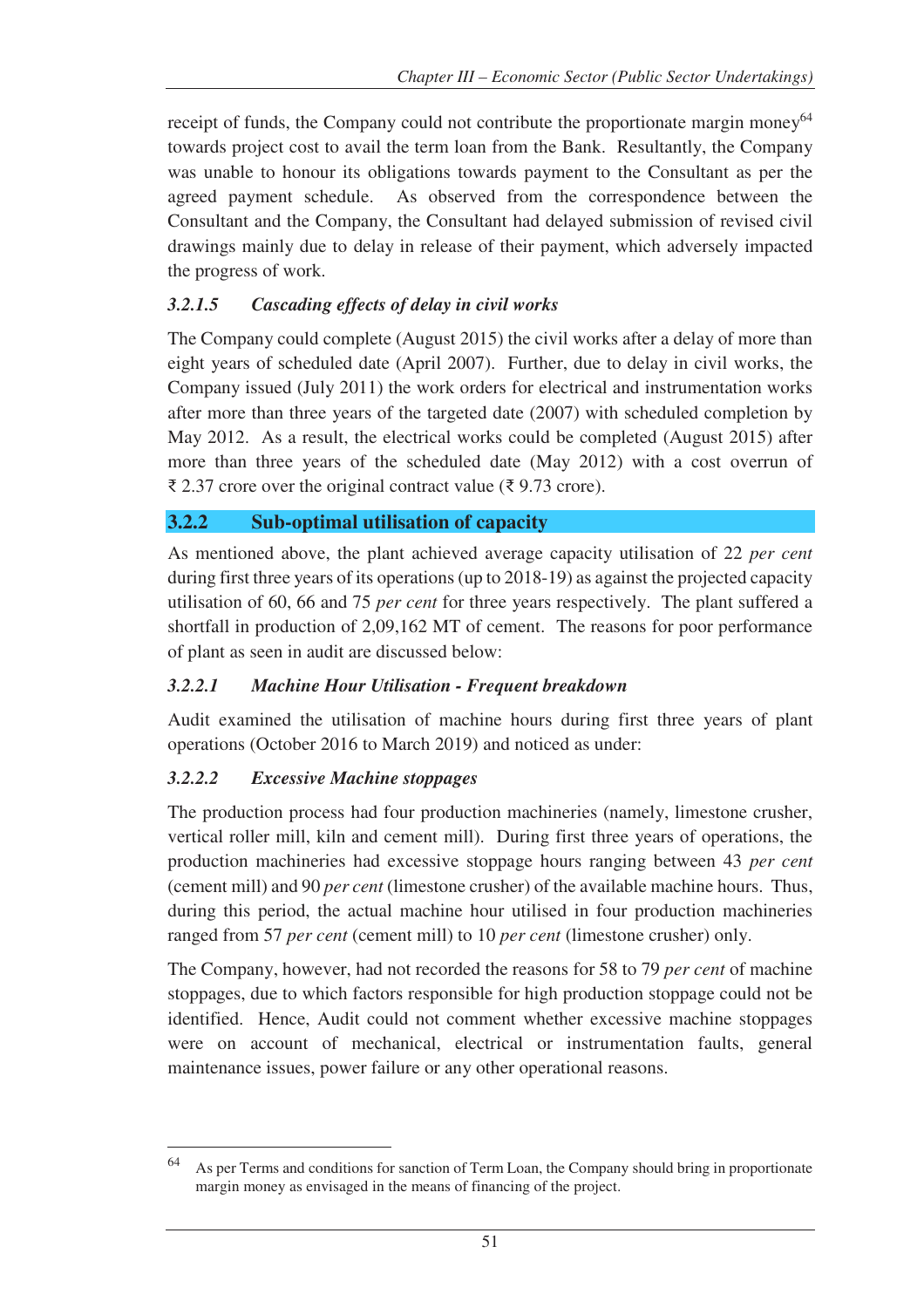receipt of funds, the Company could not contribute the proportionate margin money[64] towards project cost to avail the term loan from the Bank. Resultantly, the Company was unable to honour its obligations towards payment to the Consultant as per the agreed payment schedule. As observed from the correspondence between the Consultant and the Company, the Consultant had delayed submission of revised civil drawings mainly due to delay in release of their payment, which adversely impacted the progress of work.

#### *3.2.1.5 Cascading effects of delay in civil works*

The Company could complete (August 2015) the civil works after a delay of more than eight years of scheduled date (April 2007). Further, due to delay in civil works, the Company issued (July 2011) the work orders for electrical and instrumentation works after more than three years of the targeted date (2007) with scheduled completion by May 2012. As a result, the electrical works could be completed (August 2015) after more than three years of the scheduled date (May 2012) with a cost overrun of ₹ 2.37 crore over the original contract value (₹ 9.73 crore).

### 3.2.2 Sub-optimal utilisation of capacity

As mentioned above, the plant achieved average capacity utilisation of 22 *per cent* during first three years of its operations (up to 2018-19) as against the projected capacity utilisation of 60, 66 and 75 *per cent* for three years respectively. The plant suffered a shortfall in production of 2,09,162 MT of cement. The reasons for poor performance of plant as seen in audit are discussed below:

#### *3.2.2.1 Machine Hour Utilisation - Frequent breakdown*

Audit examined the utilisation of machine hours during first three years of plant operations (October 2016 to March 2019) and noticed as under:

#### *3.2.2.2 Excessive Machine stoppages*

The production process had four production machineries (namely, limestone crusher, vertical roller mill, kiln and cement mill). During first three years of operations, the production machineries had excessive stoppage hours ranging between 43 *per cent* (cement mill) and 90 *per cent* (limestone crusher) of the available machine hours. Thus, during this period, the actual machine hour utilised in four production machineries ranged from 57 *per cent* (cement mill) to 10 *per cent* (limestone crusher) only.

The Company, however, had not recorded the reasons for 58 to 79 *per cent* of machine stoppages, due to which factors responsible for high production stoppage could not be identified. Hence, Audit could not comment whether excessive machine stoppages were on account of mechanical, electrical or instrumentation faults, general maintenance issues, power failure or any other operational reasons.

---

[64] As per Terms and conditions for sanction of Term Loan, the Company should bring in proportionate margin money as envisaged in the means of financing of the project.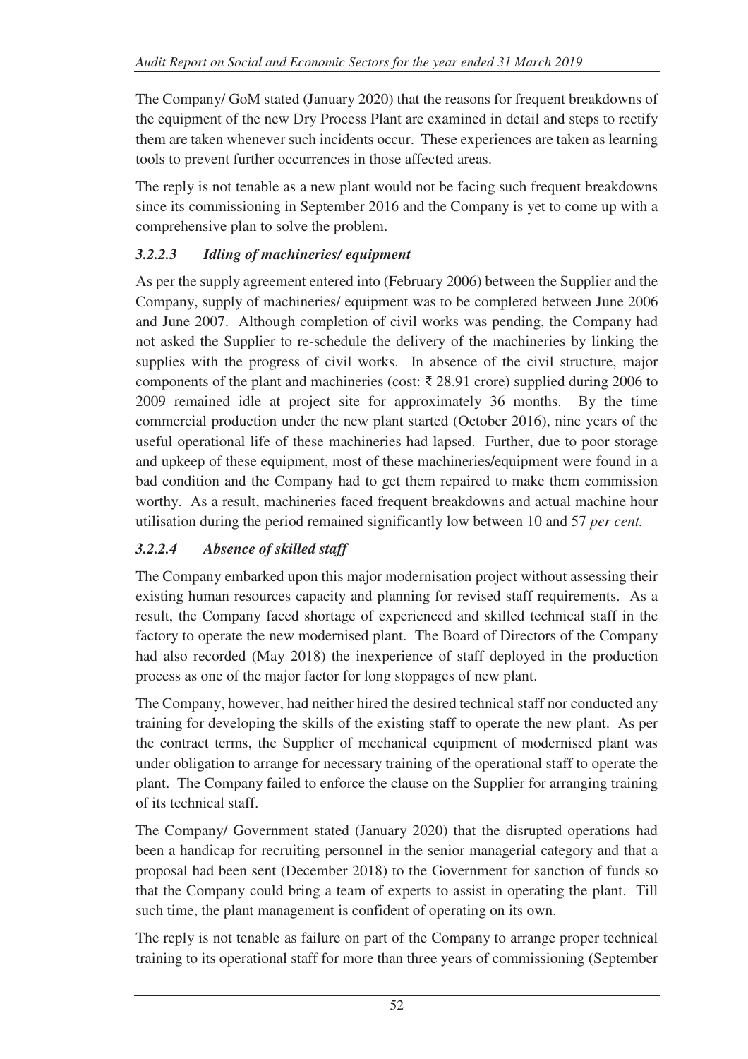The Company/ GoM stated (January 2020) that the reasons for frequent breakdowns of the equipment of the new Dry Process Plant are examined in detail and steps to rectify them are taken whenever such incidents occur. These experiences are taken as learning tools to prevent further occurrences in those affected areas.

The reply is not tenable as a new plant would not be facing such frequent breakdowns since its commissioning in September 2016 and the Company is yet to come up with a comprehensive plan to solve the problem.

### *3.2.2.3 Idling of machineries/ equipment*

As per the supply agreement entered into (February 2006) between the Supplier and the Company, supply of machineries/ equipment was to be completed between June 2006 and June 2007. Although completion of civil works was pending, the Company had not asked the Supplier to re-schedule the delivery of the machineries by linking the supplies with the progress of civil works. In absence of the civil structure, major components of the plant and machineries (cost: ₹ 28.91 crore) supplied during 2006 to 2009 remained idle at project site for approximately 36 months. By the time commercial production under the new plant started (October 2016), nine years of the useful operational life of these machineries had lapsed. Further, due to poor storage and upkeep of these equipment, most of these machineries/equipment were found in a bad condition and the Company had to get them repaired to make them commission worthy. As a result, machineries faced frequent breakdowns and actual machine hour utilisation during the period remained significantly low between 10 and 57 *per cent.*

### *3.2.2.4 Absence of skilled staff*

The Company embarked upon this major modernisation project without assessing their existing human resources capacity and planning for revised staff requirements. As a result, the Company faced shortage of experienced and skilled technical staff in the factory to operate the new modernised plant. The Board of Directors of the Company had also recorded (May 2018) the inexperience of staff deployed in the production process as one of the major factor for long stoppages of new plant.

The Company, however, had neither hired the desired technical staff nor conducted any training for developing the skills of the existing staff to operate the new plant. As per the contract terms, the Supplier of mechanical equipment of modernised plant was under obligation to arrange for necessary training of the operational staff to operate the plant. The Company failed to enforce the clause on the Supplier for arranging training of its technical staff.

The Company/ Government stated (January 2020) that the disrupted operations had been a handicap for recruiting personnel in the senior managerial category and that a proposal had been sent (December 2018) to the Government for sanction of funds so that the Company could bring a team of experts to assist in operating the plant. Till such time, the plant management is confident of operating on its own.

The reply is not tenable as failure on part of the Company to arrange proper technical training to its operational staff for more than three years of commissioning (September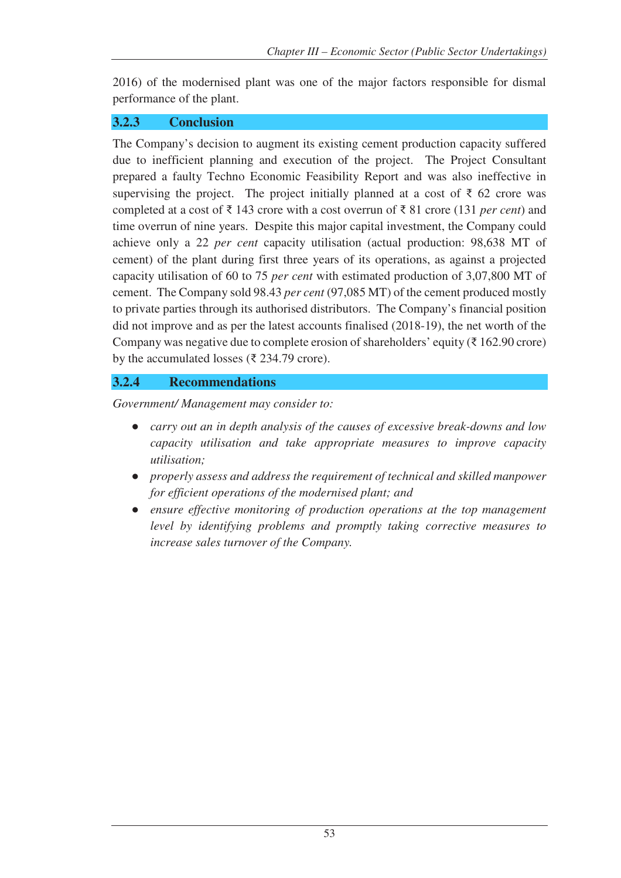2016) of the modernised plant was one of the major factors responsible for dismal performance of the plant.

### 3.2.3 Conclusion

The Company's decision to augment its existing cement production capacity suffered due to inefficient planning and execution of the project. The Project Consultant prepared a faulty Techno Economic Feasibility Report and was also ineffective in supervising the project. The project initially planned at a cost of ₹ 62 crore was completed at a cost of ₹ 143 crore with a cost overrun of ₹ 81 crore (131 *per cent*) and time overrun of nine years. Despite this major capital investment, the Company could achieve only a 22 *per cent* capacity utilisation (actual production: 98,638 MT of cement) of the plant during first three years of its operations, as against a projected capacity utilisation of 60 to 75 *per cent* with estimated production of 3,07,800 MT of cement. The Company sold 98.43 *per cent* (97,085 MT) of the cement produced mostly to private parties through its authorised distributors. The Company's financial position did not improve and as per the latest accounts finalised (2018-19), the net worth of the Company was negative due to complete erosion of shareholders' equity (₹ 162.90 crore) by the accumulated losses (₹ 234.79 crore).

### 3.2.4 Recommendations

*Government/ Management may consider to:*

- *carry out an in depth analysis of the causes of excessive break-downs and low capacity utilisation and take appropriate measures to improve capacity utilisation;*
- *properly assess and address the requirement of technical and skilled manpower for efficient operations of the modernised plant; and*
- *ensure effective monitoring of production operations at the top management level by identifying problems and promptly taking corrective measures to increase sales turnover of the Company.*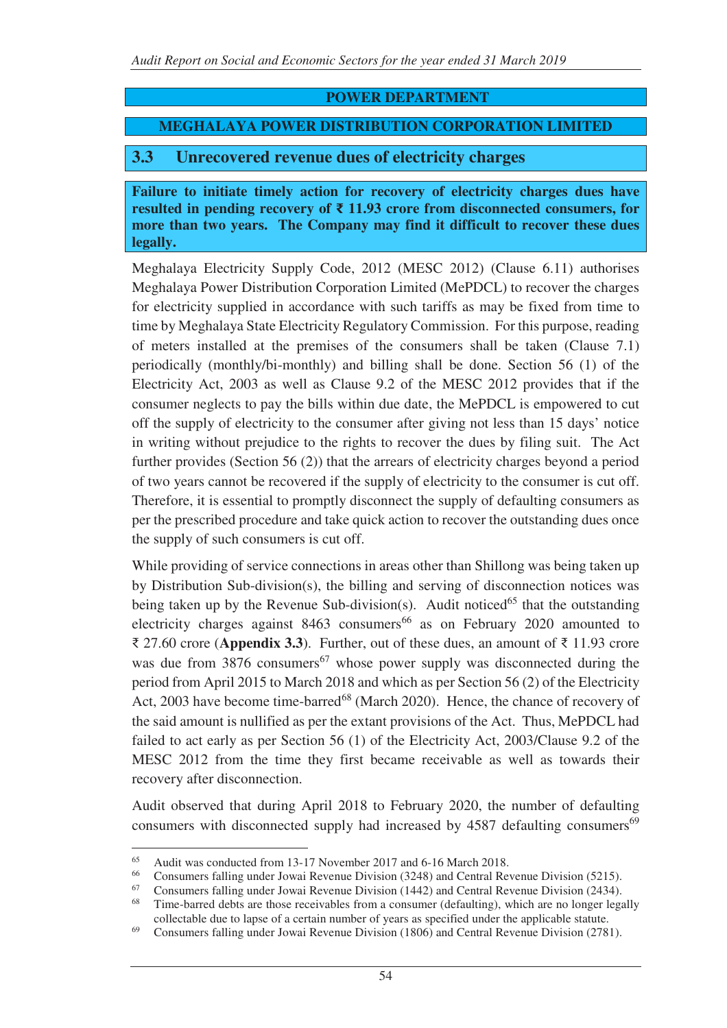## POWER DEPARTMENT

## MEGHALAYA POWER DISTRIBUTION CORPORATION LIMITED

### 3.3 Unrecovered revenue dues of electricity charges

**Failure to initiate timely action for recovery of electricity charges dues have resulted in pending recovery of ₹ 11.93 crore from disconnected consumers, for more than two years. The Company may find it difficult to recover these dues legally.**

Meghalaya Electricity Supply Code, 2012 (MESC 2012) (Clause 6.11) authorises Meghalaya Power Distribution Corporation Limited (MePDCL) to recover the charges for electricity supplied in accordance with such tariffs as may be fixed from time to time by Meghalaya State Electricity Regulatory Commission. For this purpose, reading of meters installed at the premises of the consumers shall be taken (Clause 7.1) periodically (monthly/bi-monthly) and billing shall be done. Section 56 (1) of the Electricity Act, 2003 as well as Clause 9.2 of the MESC 2012 provides that if the consumer neglects to pay the bills within due date, the MePDCL is empowered to cut off the supply of electricity to the consumer after giving not less than 15 days' notice in writing without prejudice to the rights to recover the dues by filing suit. The Act further provides (Section 56 (2)) that the arrears of electricity charges beyond a period of two years cannot be recovered if the supply of electricity to the consumer is cut off. Therefore, it is essential to promptly disconnect the supply of defaulting consumers as per the prescribed procedure and take quick action to recover the outstanding dues once the supply of such consumers is cut off.

While providing of service connections in areas other than Shillong was being taken up by Distribution Sub-division(s), the billing and serving of disconnection notices was being taken up by the Revenue Sub-division(s). Audit noticed[65] that the outstanding electricity charges against 8463 consumers[66] as on February 2020 amounted to ₹ 27.60 crore (**Appendix 3.3**). Further, out of these dues, an amount of ₹ 11.93 crore was due from 3876 consumers[67] whose power supply was disconnected during the period from April 2015 to March 2018 and which as per Section 56 (2) of the Electricity Act, 2003 have become time-barred[68] (March 2020). Hence, the chance of recovery of the said amount is nullified as per the extant provisions of the Act. Thus, MePDCL had failed to act early as per Section 56 (1) of the Electricity Act, 2003/Clause 9.2 of the MESC 2012 from the time they first became receivable as well as towards their recovery after disconnection.

Audit observed that during April 2018 to February 2020, the number of defaulting consumers with disconnected supply had increased by 4587 defaulting consumers[69]

---

[65] Audit was conducted from 13-17 November 2017 and 6-16 March 2018.

[66] Consumers falling under Jowai Revenue Division (3248) and Central Revenue Division (5215).

[67] Consumers falling under Jowai Revenue Division (1442) and Central Revenue Division (2434).

[68] Time-barred debts are those receivables from a consumer (defaulting), which are no longer legally collectable due to lapse of a certain number of years as specified under the applicable statute.

[69] Consumers falling under Jowai Revenue Division (1806) and Central Revenue Division (2781).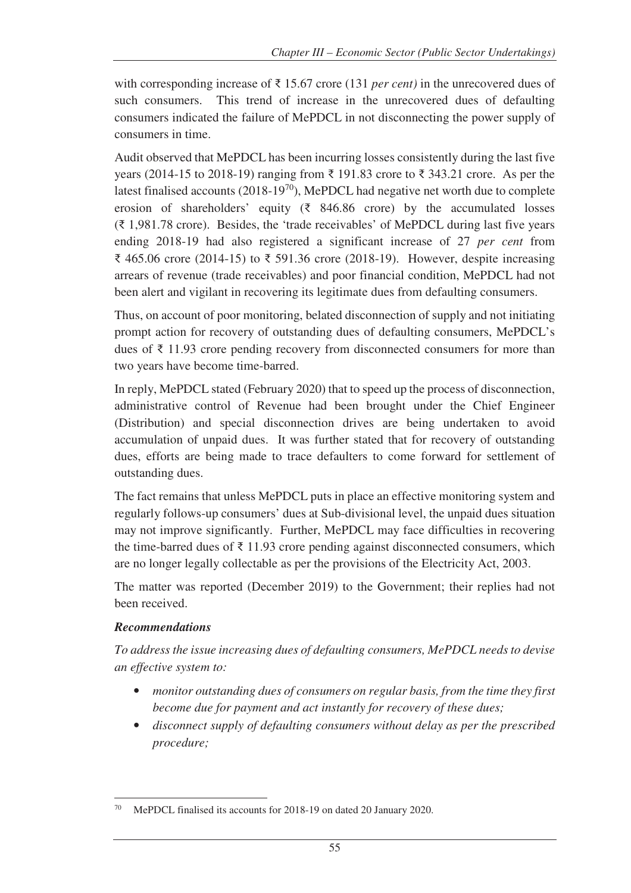with corresponding increase of ₹ 15.67 crore (131 *per cent)* in the unrecovered dues of such consumers. This trend of increase in the unrecovered dues of defaulting consumers indicated the failure of MePDCL in not disconnecting the power supply of consumers in time.

Audit observed that MePDCL has been incurring losses consistently during the last five years (2014-15 to 2018-19) ranging from ₹ 191.83 crore to ₹ 343.21 crore. As per the latest finalised accounts (2018-19[70]), MePDCL had negative net worth due to complete erosion of shareholders' equity (₹ 846.86 crore) by the accumulated losses (₹ 1,981.78 crore). Besides, the 'trade receivables' of MePDCL during last five years ending 2018-19 had also registered a significant increase of 27 *per cent* from ₹ 465.06 crore (2014-15) to ₹ 591.36 crore (2018-19). However, despite increasing arrears of revenue (trade receivables) and poor financial condition, MePDCL had not been alert and vigilant in recovering its legitimate dues from defaulting consumers.

Thus, on account of poor monitoring, belated disconnection of supply and not initiating prompt action for recovery of outstanding dues of defaulting consumers, MePDCL's dues of ₹ 11.93 crore pending recovery from disconnected consumers for more than two years have become time-barred.

In reply, MePDCL stated (February 2020) that to speed up the process of disconnection, administrative control of Revenue had been brought under the Chief Engineer (Distribution) and special disconnection drives are being undertaken to avoid accumulation of unpaid dues. It was further stated that for recovery of outstanding dues, efforts are being made to trace defaulters to come forward for settlement of outstanding dues.

The fact remains that unless MePDCL puts in place an effective monitoring system and regularly follows-up consumers' dues at Sub-divisional level, the unpaid dues situation may not improve significantly. Further, MePDCL may face difficulties in recovering the time-barred dues of ₹ 11.93 crore pending against disconnected consumers, which are no longer legally collectable as per the provisions of the Electricity Act, 2003.

The matter was reported (December 2019) to the Government; their replies had not been received.

***Recommendations***

*To address the issue increasing dues of defaulting consumers, MePDCL needs to devise an effective system to:*

- *monitor outstanding dues of consumers on regular basis, from the time they first become due for payment and act instantly for recovery of these dues;*
- *disconnect supply of defaulting consumers without delay as per the prescribed procedure;*

---

[70] MePDCL finalised its accounts for 2018-19 on dated 20 January 2020.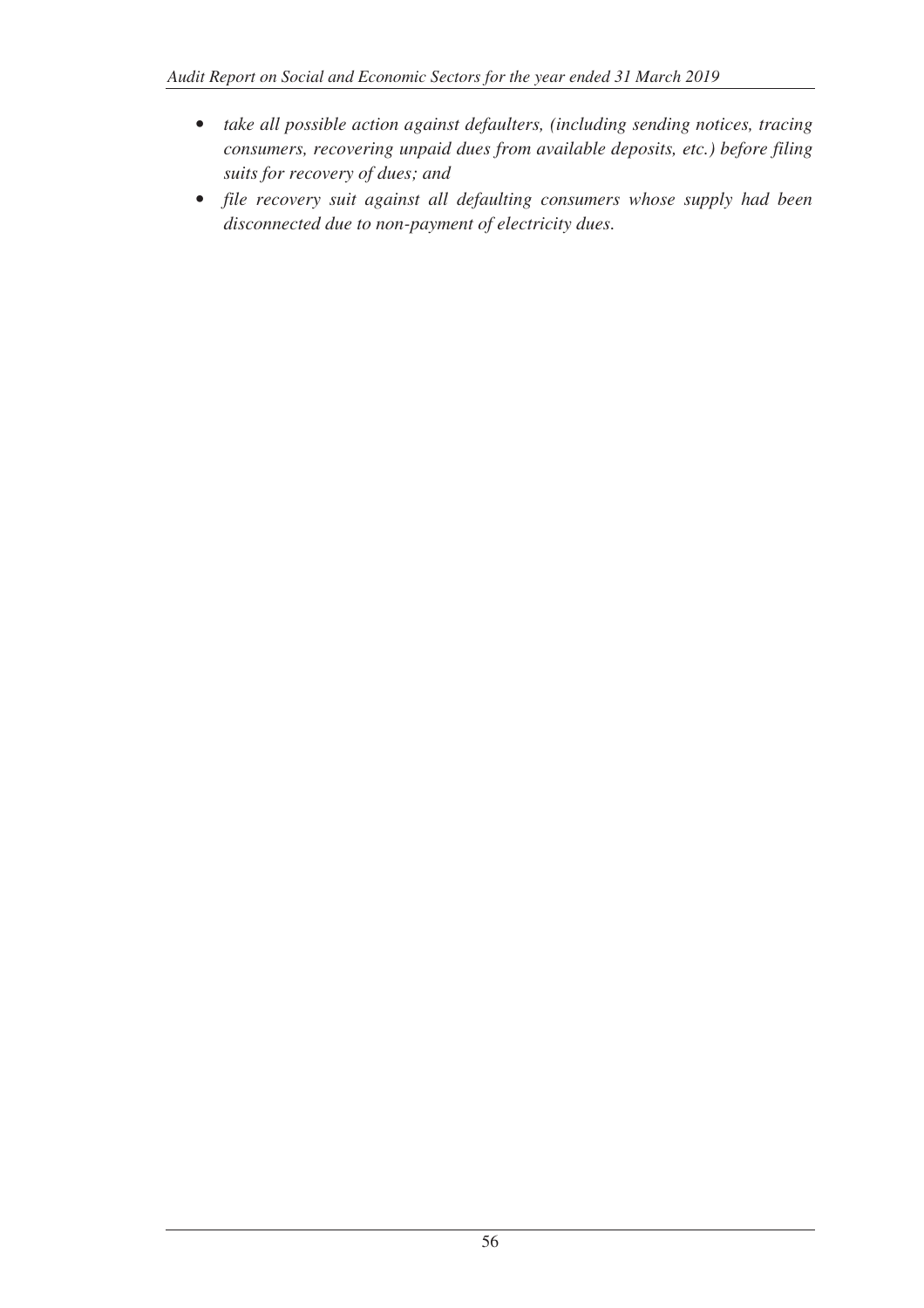- *take all possible action against defaulters, (including sending notices, tracing consumers, recovering unpaid dues from available deposits, etc.) before filing suits for recovery of dues; and*
- *file recovery suit against all defaulting consumers whose supply had been disconnected due to non-payment of electricity dues.*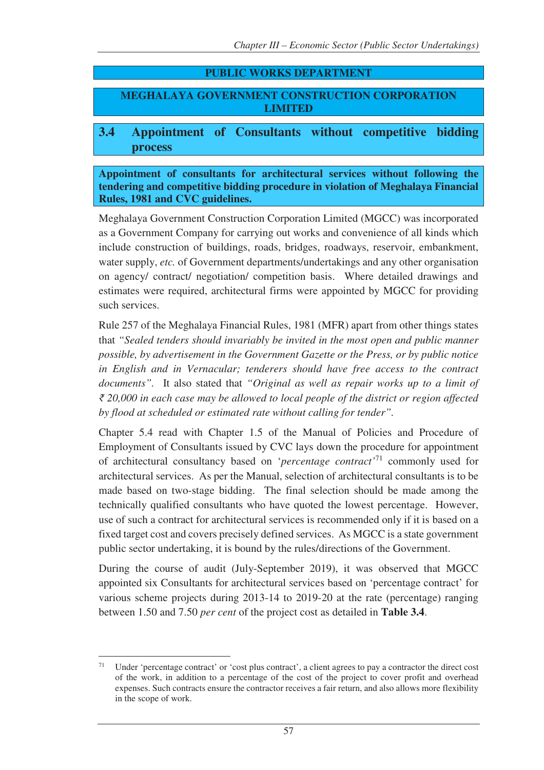## PUBLIC WORKS DEPARTMENT

## MEGHALAYA GOVERNMENT CONSTRUCTION CORPORATION LIMITED

### 3.4 Appointment of Consultants without competitive bidding process

**Appointment of consultants for architectural services without following the tendering and competitive bidding procedure in violation of Meghalaya Financial Rules, 1981 and CVC guidelines.**

Meghalaya Government Construction Corporation Limited (MGCC) was incorporated as a Government Company for carrying out works and convenience of all kinds which include construction of buildings, roads, bridges, roadways, reservoir, embankment, water supply, *etc.* of Government departments/undertakings and any other organisation on agency/ contract/ negotiation/ competition basis. Where detailed drawings and estimates were required, architectural firms were appointed by MGCC for providing such services.

Rule 257 of the Meghalaya Financial Rules, 1981 (MFR) apart from other things states that *"Sealed tenders should invariably be invited in the most open and public manner possible, by advertisement in the Government Gazette or the Press, or by public notice in English and in Vernacular; tenderers should have free access to the contract documents"*. It also stated that *"Original as well as repair works up to a limit of ₹ 20,000 in each case may be allowed to local people of the district or region affected by flood at scheduled or estimated rate without calling for tender"*.

Chapter 5.4 read with Chapter 1.5 of the Manual of Policies and Procedure of Employment of Consultants issued by CVC lays down the procedure for appointment of architectural consultancy based on '*percentage contract*'[71] commonly used for architectural services. As per the Manual, selection of architectural consultants is to be made based on two-stage bidding. The final selection should be made among the technically qualified consultants who have quoted the lowest percentage. However, use of such a contract for architectural services is recommended only if it is based on a fixed target cost and covers precisely defined services. As MGCC is a state government public sector undertaking, it is bound by the rules/directions of the Government.

During the course of audit (July-September 2019), it was observed that MGCC appointed six Consultants for architectural services based on 'percentage contract' for various scheme projects during 2013-14 to 2019-20 at the rate (percentage) ranging between 1.50 and 7.50 *per cent* of the project cost as detailed in **Table 3.4**.

---

[71] Under 'percentage contract' or 'cost plus contract', a client agrees to pay a contractor the direct cost of the work, in addition to a percentage of the cost of the project to cover profit and overhead expenses. Such contracts ensure the contractor receives a fair return, and also allows more flexibility in the scope of work.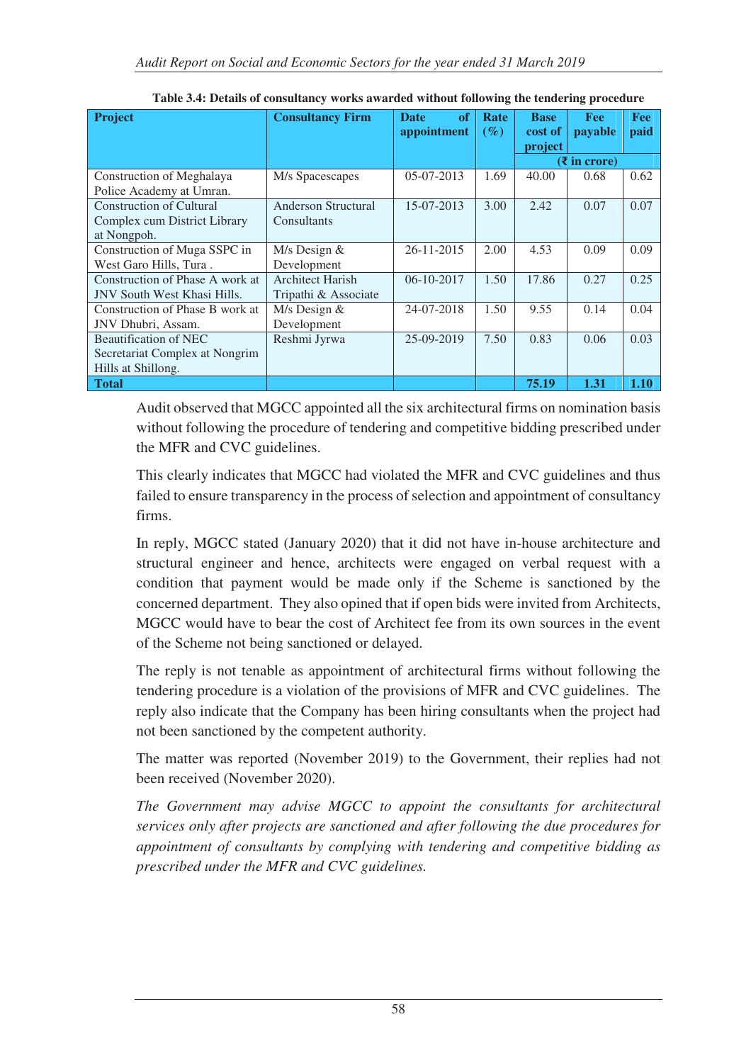**Table 3.4: Details of consultancy works awarded without following the tendering procedure**

| Project | Consultancy Firm | Date of appointment | Rate (%) | Base cost of project | Fee payable | Fee paid |
|---|---|---|---|---|---|---|
| | | | | (₹ in crore) | | |
| Construction of Meghalaya Police Academy at Umran. | M/s Spacescapes | 05-07-2013 | 1.69 | 40.00 | 0.68 | 0.62 |
| Construction of Cultural Complex cum District Library at Nongpoh. | Anderson Structural Consultants | 15-07-2013 | 3.00 | 2.42 | 0.07 | 0.07 |
| Construction of Muga SSPC in West Garo Hills, Tura . | M/s Design & Development | 26-11-2015 | 2.00 | 4.53 | 0.09 | 0.09 |
| Construction of Phase A work at JNV South West Khasi Hills. | Architect Harish Tripathi & Associate | 06-10-2017 | 1.50 | 17.86 | 0.27 | 0.25 |
| Construction of Phase B work at JNV Dhubri, Assam. | M/s Design & Development | 24-07-2018 | 1.50 | 9.55 | 0.14 | 0.04 |
| Beautification of NEC Secretariat Complex at Nongrim Hills at Shillong. | Reshmi Jyrwa | 25-09-2019 | 7.50 | 0.83 | 0.06 | 0.03 |
| **Total** | | | | **75.19** | **1.31** | **1.10** |

Audit observed that MGCC appointed all the six architectural firms on nomination basis without following the procedure of tendering and competitive bidding prescribed under the MFR and CVC guidelines.

This clearly indicates that MGCC had violated the MFR and CVC guidelines and thus failed to ensure transparency in the process of selection and appointment of consultancy firms.

In reply, MGCC stated (January 2020) that it did not have in-house architecture and structural engineer and hence, architects were engaged on verbal request with a condition that payment would be made only if the Scheme is sanctioned by the concerned department. They also opined that if open bids were invited from Architects, MGCC would have to bear the cost of Architect fee from its own sources in the event of the Scheme not being sanctioned or delayed.

The reply is not tenable as appointment of architectural firms without following the tendering procedure is a violation of the provisions of MFR and CVC guidelines. The reply also indicate that the Company has been hiring consultants when the project had not been sanctioned by the competent authority.

The matter was reported (November 2019) to the Government, their replies had not been received (November 2020).

*The Government may advise MGCC to appoint the consultants for architectural services only after projects are sanctioned and after following the due procedures for appointment of consultants by complying with tendering and competitive bidding as prescribed under the MFR and CVC guidelines.*